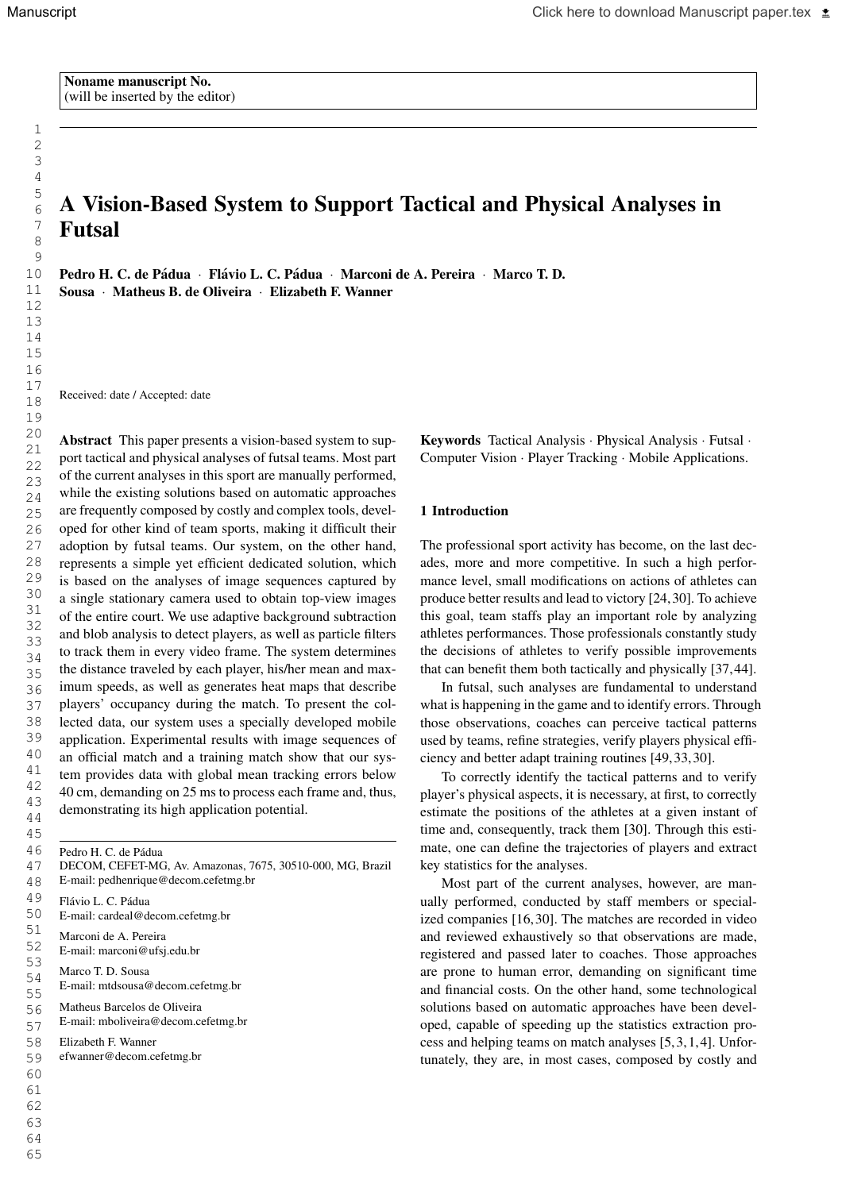Noname manuscript No.
(will be inserted by the editor)

# A Vision-Based System to Support Tactical and Physical Analyses in Futsal

**Pedro H. C. de Pádua · Flávio L. C. Pádua · Marconi de A. Pereira · Marco T. D. Sousa · Matheus B. de Oliveira · Elizabeth F. Wanner**

Received: date / Accepted: date

**Abstract** This paper presents a vision-based system to support tactical and physical analyses of futsal teams. Most part of the current analyses in this sport are manually performed, while the existing solutions based on automatic approaches are frequently composed by costly and complex tools, developed for other kind of team sports, making it difficult their adoption by futsal teams. Our system, on the other hand, represents a simple yet efficient dedicated solution, which is based on the analyses of image sequences captured by a single stationary camera used to obtain top-view images of the entire court. We use adaptive background subtraction and blob analysis to detect players, as well as particle filters to track them in every video frame. The system determines the distance traveled by each player, his/her mean and maximum speeds, as well as generates heat maps that describe players' occupancy during the match. To present the collected data, our system uses a specially developed mobile application. Experimental results with image sequences of an official match and a training match show that our system provides data with global mean tracking errors below 40 cm, demanding on 25 ms to process each frame and, thus, demonstrating its high application potential.

Pedro H. C. de Pádua
DECOM, CEFET-MG, Av. Amazonas, 7675, 30510-000, MG, Brazil
E-mail: pedhenrique@decom.cefetmg.br

Flávio L. C. Pádua
E-mail: cardeal@decom.cefetmg.br

Marconi de A. Pereira
E-mail: marconi@ufsj.edu.br

Marco T. D. Sousa
E-mail: mtdsousa@decom.cefetmg.br

Matheus Barcelos de Oliveira
E-mail: mboliveira@decom.cefetmg.br

Elizabeth F. Wanner
efwanner@decom.cefetmg.br

**Keywords** Tactical Analysis · Physical Analysis · Futsal · Computer Vision · Player Tracking · Mobile Applications.

## 1 Introduction

The professional sport activity has become, on the last decades, more and more competitive. In such a high performance level, small modifications on actions of athletes can produce better results and lead to victory [24,30]. To achieve this goal, team staffs play an important role by analyzing athletes performances. Those professionals constantly study the decisions of athletes to verify possible improvements that can benefit them both tactically and physically [37,44].

In futsal, such analyses are fundamental to understand what is happening in the game and to identify errors. Through those observations, coaches can perceive tactical patterns used by teams, refine strategies, verify players physical efficiency and better adapt training routines [49,33,30].

To correctly identify the tactical patterns and to verify player's physical aspects, it is necessary, at first, to correctly estimate the positions of the athletes at a given instant of time and, consequently, track them [30]. Through this estimate, one can define the trajectories of players and extract key statistics for the analyses.

Most part of the current analyses, however, are manually performed, conducted by staff members or specialized companies [16,30]. The matches are recorded in video and reviewed exhaustively so that observations are made, registered and passed later to coaches. Those approaches are prone to human error, demanding on significant time and financial costs. On the other hand, some technological solutions based on automatic approaches have been developed, capable of speeding up the statistics extraction process and helping teams on match analyses [5,3,1,4]. Unfortunately, they are, in most cases, composed by costly and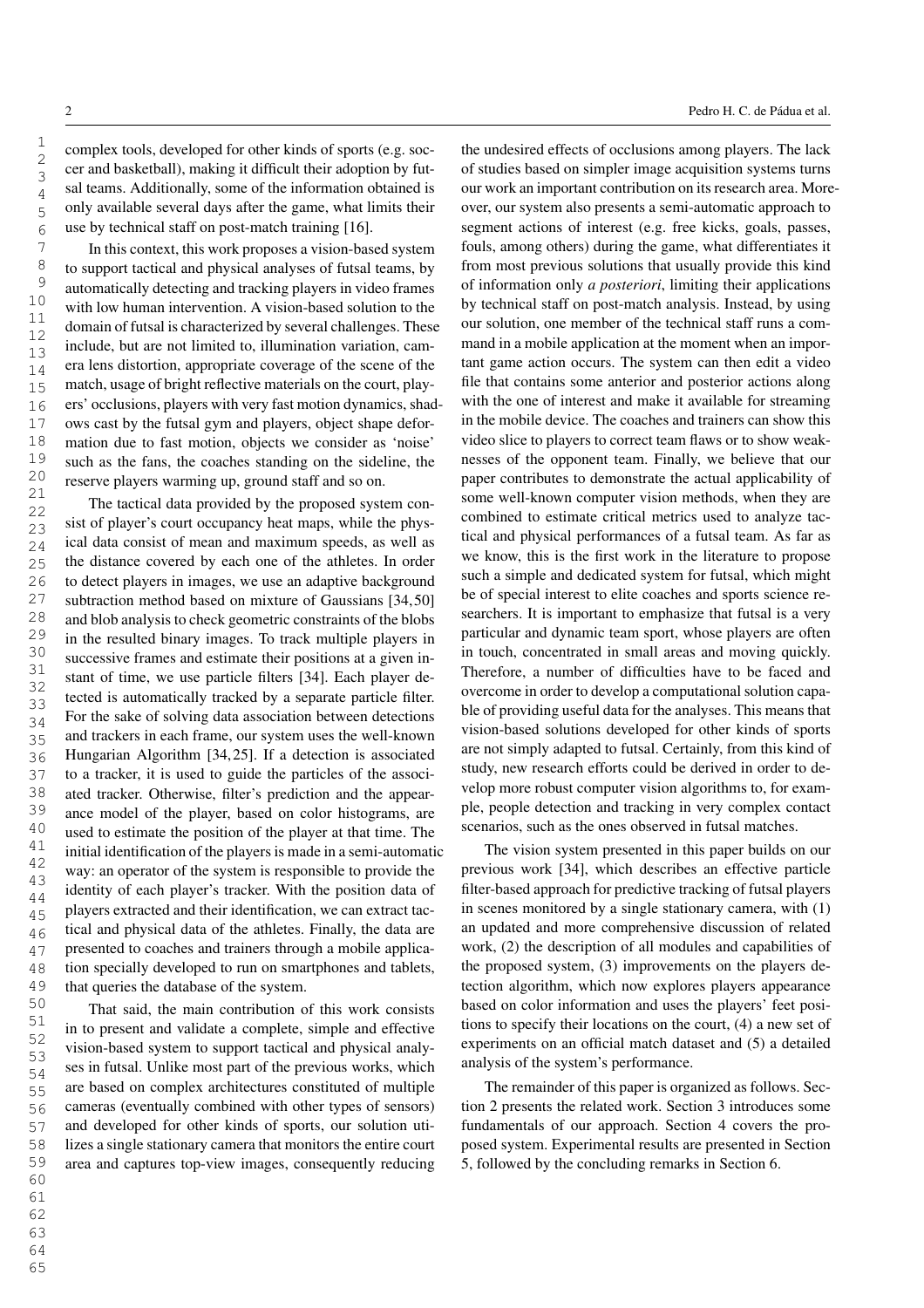complex tools, developed for other kinds of sports (e.g. soccer and basketball), making it difficult their adoption by futsal teams. Additionally, some of the information obtained is only available several days after the game, what limits their use by technical staff on post-match training [16].

In this context, this work proposes a vision-based system to support tactical and physical analyses of futsal teams, by automatically detecting and tracking players in video frames with low human intervention. A vision-based solution to the domain of futsal is characterized by several challenges. These include, but are not limited to, illumination variation, camera lens distortion, appropriate coverage of the scene of the match, usage of bright reflective materials on the court, players' occlusions, players with very fast motion dynamics, shadows cast by the futsal gym and players, object shape deformation due to fast motion, objects we consider as 'noise' such as the fans, the coaches standing on the sideline, the reserve players warming up, ground staff and so on.

The tactical data provided by the proposed system consist of player's court occupancy heat maps, while the physical data consist of mean and maximum speeds, as well as the distance covered by each one of the athletes. In order to detect players in images, we use an adaptive background subtraction method based on mixture of Gaussians [34,50] and blob analysis to check geometric constraints of the blobs in the resulted binary images. To track multiple players in successive frames and estimate their positions at a given instant of time, we use particle filters [34]. Each player detected is automatically tracked by a separate particle filter. For the sake of solving data association between detections and trackers in each frame, our system uses the well-known Hungarian Algorithm [34,25]. If a detection is associated to a tracker, it is used to guide the particles of the associated tracker. Otherwise, filter's prediction and the appearance model of the player, based on color histograms, are used to estimate the position of the player at that time. The initial identification of the players is made in a semi-automatic way: an operator of the system is responsible to provide the identity of each player's tracker. With the position data of players extracted and their identification, we can extract tactical and physical data of the athletes. Finally, the data are presented to coaches and trainers through a mobile application specially developed to run on smartphones and tablets, that queries the database of the system.

That said, the main contribution of this work consists in to present and validate a complete, simple and effective vision-based system to support tactical and physical analyses in futsal. Unlike most part of the previous works, which are based on complex architectures constituted of multiple cameras (eventually combined with other types of sensors) and developed for other kinds of sports, our solution utilizes a single stationary camera that monitors the entire court area and captures top-view images, consequently reducing the undesired effects of occlusions among players. The lack of studies based on simpler image acquisition systems turns our work an important contribution on its research area. Moreover, our system also presents a semi-automatic approach to segment actions of interest (e.g. free kicks, goals, passes, fouls, among others) during the game, what differentiates it from most previous solutions that usually provide this kind of information only *a posteriori*, limiting their applications by technical staff on post-match analysis. Instead, by using our solution, one member of the technical staff runs a command in a mobile application at the moment when an important game action occurs. The system can then edit a video file that contains some anterior and posterior actions along with the one of interest and make it available for streaming in the mobile device. The coaches and trainers can show this video slice to players to correct team flaws or to show weaknesses of the opponent team. Finally, we believe that our paper contributes to demonstrate the actual applicability of some well-known computer vision methods, when they are combined to estimate critical metrics used to analyze tactical and physical performances of a futsal team. As far as we know, this is the first work in the literature to propose such a simple and dedicated system for futsal, which might be of special interest to elite coaches and sports science researchers. It is important to emphasize that futsal is a very particular and dynamic team sport, whose players are often in touch, concentrated in small areas and moving quickly. Therefore, a number of difficulties have to be faced and overcome in order to develop a computational solution capable of providing useful data for the analyses. This means that vision-based solutions developed for other kinds of sports are not simply adapted to futsal. Certainly, from this kind of study, new research efforts could be derived in order to develop more robust computer vision algorithms to, for example, people detection and tracking in very complex contact scenarios, such as the ones observed in futsal matches.

The vision system presented in this paper builds on our previous work [34], which describes an effective particle filter-based approach for predictive tracking of futsal players in scenes monitored by a single stationary camera, with (1) an updated and more comprehensive discussion of related work, (2) the description of all modules and capabilities of the proposed system, (3) improvements on the players detection algorithm, which now explores players appearance based on color information and uses the players' feet positions to specify their locations on the court, (4) a new set of experiments on an official match dataset and (5) a detailed analysis of the system's performance.

The remainder of this paper is organized as follows. Section 2 presents the related work. Section 3 introduces some fundamentals of our approach. Section 4 covers the proposed system. Experimental results are presented in Section 5, followed by the concluding remarks in Section 6.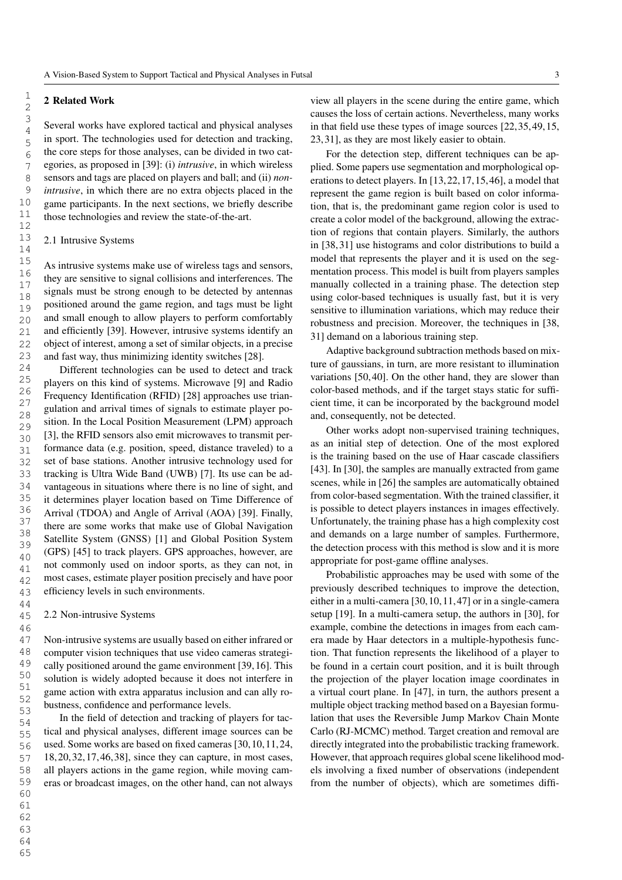## 2 Related Work

Several works have explored tactical and physical analyses in sport. The technologies used for detection and tracking, the core steps for those analyses, can be divided in two categories, as proposed in [39]: (i) *intrusive*, in which wireless sensors and tags are placed on players and ball; and (ii) *non-intrusive*, in which there are no extra objects placed in the game participants. In the next sections, we briefly describe those technologies and review the state-of-the-art.

### 2.1 Intrusive Systems

As intrusive systems make use of wireless tags and sensors, they are sensitive to signal collisions and interferences. The signals must be strong enough to be detected by antennas positioned around the game region, and tags must be light and small enough to allow players to perform comfortably and efficiently [39]. However, intrusive systems identify an object of interest, among a set of similar objects, in a precise and fast way, thus minimizing identity switches [28].

Different technologies can be used to detect and track players on this kind of systems. Microwave [9] and Radio Frequency Identification (RFID) [28] approaches use triangulation and arrival times of signals to estimate player position. In the Local Position Measurement (LPM) approach [3], the RFID sensors also emit microwaves to transmit performance data (e.g. position, speed, distance traveled) to a set of base stations. Another intrusive technology used for tracking is Ultra Wide Band (UWB) [7]. Its use can be advantageous in situations where there is no line of sight, and it determines player location based on Time Difference of Arrival (TDOA) and Angle of Arrival (AOA) [39]. Finally, there are some works that make use of Global Navigation Satellite System (GNSS) [1] and Global Position System (GPS) [45] to track players. GPS approaches, however, are not commonly used on indoor sports, as they can not, in most cases, estimate player position precisely and have poor efficiency levels in such environments.

### 2.2 Non-intrusive Systems

Non-intrusive systems are usually based on either infrared or computer vision techniques that use video cameras strategically positioned around the game environment [39,16]. This solution is widely adopted because it does not interfere in game action with extra apparatus inclusion and can ally robustness, confidence and performance levels.

In the field of detection and tracking of players for tactical and physical analyses, different image sources can be used. Some works are based on fixed cameras [30,10,11,24,18,20,32,17,46,38], since they can capture, in most cases, all players actions in the game region, while moving cameras or broadcast images, on the other hand, can not always view all players in the scene during the entire game, which causes the loss of certain actions. Nevertheless, many works in that field use these types of image sources [22,35,49,15,23,31], as they are most likely easier to obtain.

For the detection step, different techniques can be applied. Some papers use segmentation and morphological operations to detect players. In [13,22,17,15,46], a model that represent the game region is built based on color information, that is, the predominant game region color is used to create a color model of the background, allowing the extraction of regions that contain players. Similarly, the authors in [38,31] use histograms and color distributions to build a model that represents the player and it is used on the segmentation process. This model is built from players samples manually collected in a training phase. The detection step using color-based techniques is usually fast, but it is very sensitive to illumination variations, which may reduce their robustness and precision. Moreover, the techniques in [38,31] demand on a laborious training step.

Adaptive background subtraction methods based on mixture of gaussians, in turn, are more resistant to illumination variations [50,40]. On the other hand, they are slower than color-based methods, and if the target stays static for sufficient time, it can be incorporated by the background model and, consequently, not be detected.

Other works adopt non-supervised training techniques, as an initial step of detection. One of the most explored is the training based on the use of Haar cascade classifiers [43]. In [30], the samples are manually extracted from game scenes, while in [26] the samples are automatically obtained from color-based segmentation. With the trained classifier, it is possible to detect players instances in images effectively. Unfortunately, the training phase has a high complexity cost and demands on a large number of samples. Furthermore, the detection process with this method is slow and it is more appropriate for post-game offline analyses.

Probabilistic approaches may be used with some of the previously described techniques to improve the detection, either in a multi-camera [30,10,11,47] or in a single-camera setup [19]. In a multi-camera setup, the authors in [30], for example, combine the detections in images from each camera made by Haar detectors in a multiple-hypothesis function. That function represents the likelihood of a player to be found in a certain court position, and it is built through the projection of the player location image coordinates in a virtual court plane. In [47], in turn, the authors present a multiple object tracking method based on a Bayesian formulation that uses the Reversible Jump Markov Chain Monte Carlo (RJ-MCMC) method. Target creation and removal are directly integrated into the probabilistic tracking framework. However, that approach requires global scene likelihood models involving a fixed number of observations (independent from the number of objects), which are sometimes diffi-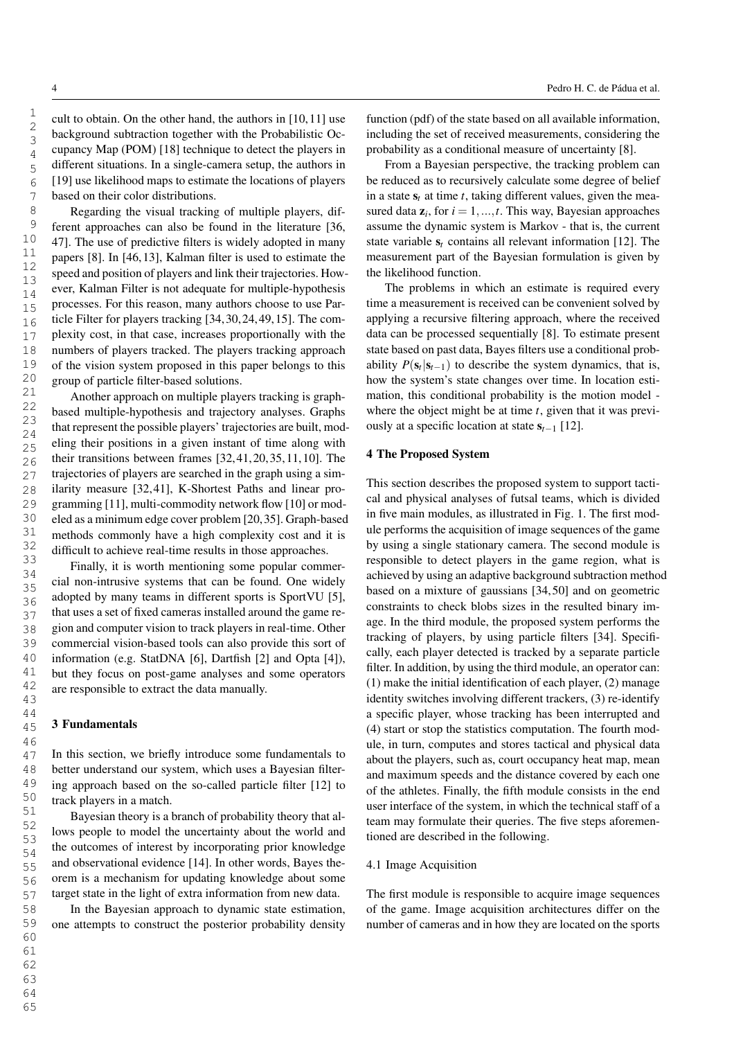cult to obtain. On the other hand, the authors in [10,11] use background subtraction together with the Probabilistic Occupancy Map (POM) [18] technique to detect the players in different situations. In a single-camera setup, the authors in [19] use likelihood maps to estimate the locations of players based on their color distributions.

Regarding the visual tracking of multiple players, different approaches can also be found in the literature [36, 47]. The use of predictive filters is widely adopted in many papers [8]. In [46,13], Kalman filter is used to estimate the speed and position of players and link their trajectories. However, Kalman Filter is not adequate for multiple-hypothesis processes. For this reason, many authors choose to use Particle Filter for players tracking [34,30,24,49,15]. The complexity cost, in that case, increases proportionally with the numbers of players tracked. The players tracking approach of the vision system proposed in this paper belongs to this group of particle filter-based solutions.

Another approach on multiple players tracking is graph-based multiple-hypothesis and trajectory analyses. Graphs that represent the possible players' trajectories are built, modeling their positions in a given instant of time along with their transitions between frames [32,41,20,35,11,10]. The trajectories of players are searched in the graph using a similarity measure [32,41], K-Shortest Paths and linear programming [11], multi-commodity network flow [10] or modeled as a minimum edge cover problem [20,35]. Graph-based methods commonly have a high complexity cost and it is difficult to achieve real-time results in those approaches.

Finally, it is worth mentioning some popular commercial non-intrusive systems that can be found. One widely adopted by many teams in different sports is SportVU [5], that uses a set of fixed cameras installed around the game region and computer vision to track players in real-time. Other commercial vision-based tools can also provide this sort of information (e.g. StatDNA [6], Dartfish [2] and Opta [4]), but they focus on post-game analyses and some operators are responsible to extract the data manually.

## 3 Fundamentals

In this section, we briefly introduce some fundamentals to better understand our system, which uses a Bayesian filtering approach based on the so-called particle filter [12] to track players in a match.

Bayesian theory is a branch of probability theory that allows people to model the uncertainty about the world and the outcomes of interest by incorporating prior knowledge and observational evidence [14]. In other words, Bayes theorem is a mechanism for updating knowledge about some target state in the light of extra information from new data.

In the Bayesian approach to dynamic state estimation, one attempts to construct the posterior probability density function (pdf) of the state based on all available information, including the set of received measurements, considering the probability as a conditional measure of uncertainty [8].

From a Bayesian perspective, the tracking problem can be reduced as to recursively calculate some degree of belief in a state $\mathbf{s}_t$ at time $t$, taking different values, given the measured data $\mathbf{z}_i$, for $i = 1,...,t$. This way, Bayesian approaches assume the dynamic system is Markov - that is, the current state variable $\mathbf{s}_t$ contains all relevant information [12]. The measurement part of the Bayesian formulation is given by the likelihood function.

The problems in which an estimate is required every time a measurement is received can be convenient solved by applying a recursive filtering approach, where the received data can be processed sequentially [8]. To estimate present state based on past data, Bayes filters use a conditional probability $P(\mathbf{s}_t|\mathbf{s}_{t-1})$ to describe the system dynamics, that is, how the system's state changes over time. In location estimation, this conditional probability is the motion model - where the object might be at time $t$, given that it was previously at a specific location at state $\mathbf{s}_{t-1}$ [12].

## 4 The Proposed System

This section describes the proposed system to support tactical and physical analyses of futsal teams, which is divided in five main modules, as illustrated in Fig. 1. The first module performs the acquisition of image sequences of the game by using a single stationary camera. The second module is responsible to detect players in the game region, what is achieved by using an adaptive background subtraction method based on a mixture of gaussians [34,50] and on geometric constraints to check blobs sizes in the resulted binary image. In the third module, the proposed system performs the tracking of players, by using particle filters [34]. Specifically, each player detected is tracked by a separate particle filter. In addition, by using the third module, an operator can: (1) make the initial identification of each player, (2) manage identity switches involving different trackers, (3) re-identify a specific player, whose tracking has been interrupted and (4) start or stop the statistics computation. The fourth module, in turn, computes and stores tactical and physical data about the players, such as, court occupancy heat map, mean and maximum speeds and the distance covered by each one of the athletes. Finally, the fifth module consists in the end user interface of the system, in which the technical staff of a team may formulate their queries. The five steps aforementioned are described in the following.

### 4.1 Image Acquisition

The first module is responsible to acquire image sequences of the game. Image acquisition architectures differ on the number of cameras and in how they are located on the sports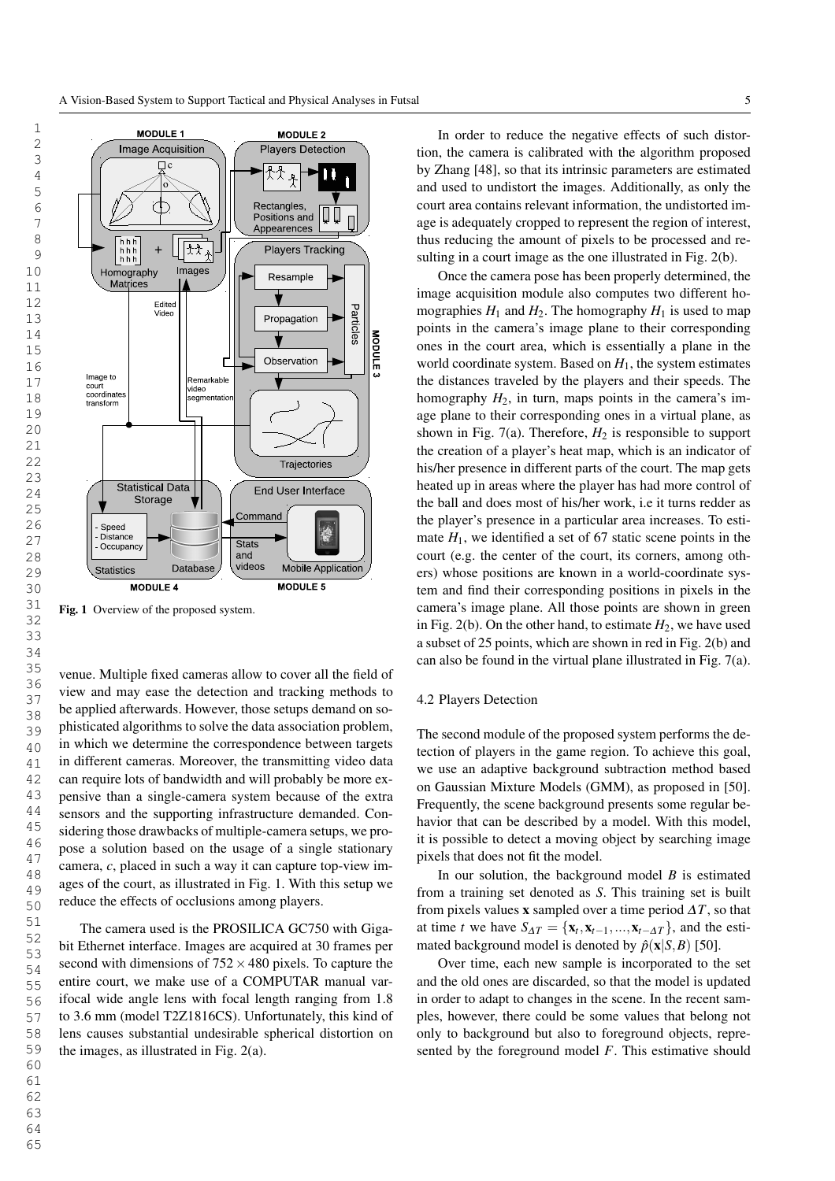Fig. 1 Overview of the proposed system.

venue. Multiple fixed cameras allow to cover all the field of view and may ease the detection and tracking methods to be applied afterwards. However, those setups demand on sophisticated algorithms to solve the data association problem, in which we determine the correspondence between targets in different cameras. Moreover, the transmitting video data can require lots of bandwidth and will probably be more expensive than a single-camera system because of the extra sensors and the supporting infrastructure demanded. Considering those drawbacks of multiple-camera setups, we propose a solution based on the usage of a single stationary camera, *c*, placed in such a way it can capture top-view images of the court, as illustrated in Fig. 1. With this setup we reduce the effects of occlusions among players.

The camera used is the PROSILICA GC750 with Gigabit Ethernet interface. Images are acquired at 30 frames per second with dimensions of $752 \times 480$ pixels. To capture the entire court, we make use of a COMPUTAR manual varifocal wide angle lens with focal length ranging from 1.8 to 3.6 mm (model T2Z1816CS). Unfortunately, this kind of lens causes substantial undesirable spherical distortion on the images, as illustrated in Fig. 2(a).

In order to reduce the negative effects of such distortion, the camera is calibrated with the algorithm proposed by Zhang [48], so that its intrinsic parameters are estimated and used to undistort the images. Additionally, as only the court area contains relevant information, the undistorted image is adequately cropped to represent the region of interest, thus reducing the amount of pixels to be processed and resulting in a court image as the one illustrated in Fig. 2(b).

Once the camera pose has been properly determined, the image acquisition module also computes two different homographies $H_1$ and $H_2$. The homography $H_1$ is used to map points in the camera's image plane to their corresponding ones in the court area, which is essentially a plane in the world coordinate system. Based on $H_1$, the system estimates the distances traveled by the players and their speeds. The homography $H_2$, in turn, maps points in the camera's image plane to their corresponding ones in a virtual plane, as shown in Fig. 7(a). Therefore, $H_2$ is responsible to support the creation of a player's heat map, which is an indicator of his/her presence in different parts of the court. The map gets heated up in areas where the player has had more control of the ball and does most of his/her work, i.e it turns redder as the player's presence in a particular area increases. To estimate $H_1$, we identified a set of 67 static scene points in the court (e.g. the center of the court, its corners, among others) whose positions are known in a world-coordinate system and find their corresponding positions in pixels in the camera's image plane. All those points are shown in green in Fig. 2(b). On the other hand, to estimate $H_2$, we have used a subset of 25 points, which are shown in red in Fig. 2(b) and can also be found in the virtual plane illustrated in Fig. 7(a).

### 4.2 Players Detection

The second module of the proposed system performs the detection of players in the game region. To achieve this goal, we use an adaptive background subtraction method based on Gaussian Mixture Models (GMM), as proposed in [50]. Frequently, the scene background presents some regular behavior that can be described by a model. With this model, it is possible to detect a moving object by searching image pixels that does not fit the model.

In our solution, the background model $B$ is estimated from a training set denoted as $S$. This training set is built from pixels values $\mathbf{x}$ sampled over a time period $\Delta T$, so that at time $t$ we have $S_{\Delta T} = \{\mathbf{x}_t, \mathbf{x}_{t-1}, ..., \mathbf{x}_{t-\Delta T}\}$, and the estimated background model is denoted by $\hat{p}(\mathbf{x}|S, B)$ [50].

Over time, each new sample is incorporated to the set and the old ones are discarded, so that the model is updated in order to adapt to changes in the scene. In the recent samples, however, there could be some values that belong not only to background but also to foreground objects, represented by the foreground model $F$. This estimative should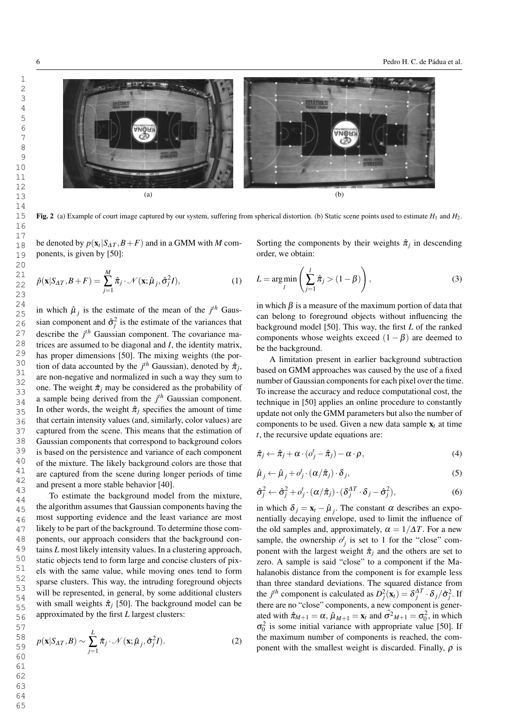Fig. 2 (a) Example of court image captured by our system, suffering from spherical distortion. (b) Static scene points used to estimate $H_1$ and $H_2$.

be denoted by $p(\mathbf{x}_t|S_{\Delta T}, B+F)$ and in a GMM with $M$ components, is given by [50]:

$$\hat{p}(\mathbf{x}|S_{\Delta T}, B+F) = \sum_{j=1}^{M} \hat{\pi}_j \cdot \mathcal{N}(\mathbf{x}; \hat{\mu}_j, \hat{\sigma}_j^2 I), \quad (1)$$

in which $\hat{\mu}_j$ is the estimate of the mean of the $j^{th}$ Gaussian component and $\hat{\sigma}_j^2$ is the estimate of the variances that describe the $j^{th}$ Gaussian component. The covariance matrices are assumed to be diagonal and $I$, the identity matrix, has proper dimensions [50]. The mixing weights (the portion of data accounted by the $j^{th}$ Gaussian), denoted by $\hat{\pi}_j$, are non-negative and normalized in such a way they sum to one. The weight $\hat{\pi}_j$ may be considered as the probability of a sample being derived from the $j^{th}$ Gaussian component. In other words, the weight $\hat{\pi}_j$ specifies the amount of time that certain intensity values (and, similarly, color values) are captured from the scene. This means that the estimation of Gaussian components that correspond to background colors is based on the persistence and variance of each component of the mixture. The likely background colors are those that are captured from the scene during longer periods of time and present a more stable behavior [40].

To estimate the background model from the mixture, the algorithm assumes that Gaussian components having the most supporting evidence and the least variance are most likely to be part of the background. To determine those components, our approach considers that the background contains $L$ most likely intensity values. In a clustering approach, static objects tend to form large and concise clusters of pixels with the same value, while moving ones tend to form sparse clusters. This way, the intruding foreground objects will be represented, in general, by some additional clusters with small weights $\hat{\pi}_j$ [50]. The background model can be approximated by the first $L$ largest clusters:

$$p(\mathbf{x}|S_{\Delta T}, B) \sim \sum_{j=1}^{L} \hat{\pi}_j \cdot \mathcal{N}(\mathbf{x}; \hat{\mu}_j, \hat{\sigma}_j^2 I). \quad (2)$$

Sorting the components by their weights $\hat{\pi}_j$ in descending order, we obtain:

$$L = \arg\min_{l} \left( \sum_{j=1}^{l} \hat{\pi}_j > (1-\beta) \right), \quad (3)$$

in which $\beta$ is a measure of the maximum portion of data that can belong to foreground objects without influencing the background model [50]. This way, the first $L$ of the ranked components whose weights exceed $(1-\beta)$ are deemed to be the background.

A limitation present in earlier background subtraction based on GMM approaches was caused by the use of a fixed number of Gaussian components for each pixel over the time. To increase the accuracy and reduce computational cost, the technique in [50] applies an online procedure to constantly update not only the GMM parameters but also the number of components to be used. Given a new data sample $\mathbf{x}_t$ at time $t$, the recursive update equations are:

$$\hat{\pi}_j \leftarrow \hat{\pi}_j + \alpha \cdot (o_j^t - \hat{\pi}_j) - \alpha \cdot \rho, \quad (4)$$

$$\hat{\mu}_j \leftarrow \hat{\mu}_j + o_j^t \cdot (\alpha / \hat{\pi}_j) \cdot \delta_j, \quad (5)$$

$$\hat{\sigma}_j^2 \leftarrow \hat{\sigma}_j^2 + o_j^t \cdot (\alpha / \hat{\pi}_j) \cdot (\delta_j^{\Delta T} \cdot \delta_j - \hat{\sigma}_j^2), \quad (6)$$

in which $\delta_j = \mathbf{x}_t - \hat{\mu}_j$. The constant $\alpha$ describes an exponentially decaying envelope, used to limit the influence of the old samples and, approximately, $\alpha = 1/\Delta T$. For a new sample, the ownership $o_j^t$ is set to 1 for the "close" component with the largest weight $\hat{\pi}_j$ and the others are set to zero. A sample is said "close" to a component if the Mahalanobis distance from the component is for example less than three standard deviations. The squared distance from the $j^{th}$ component is calculated as $D_j^2(\mathbf{x}_t) = \delta_j^{\Delta T} \cdot \delta_j / \hat{\sigma}_j^2$. If there are no "close" components, a new component is generated with $\hat{\pi}_{M+1} = \alpha$, $\hat{\mu}_{M+1} = \mathbf{x}_t$ and $\hat{\sigma^2}_{M+1} = \sigma_0^2$, in which $\sigma_0^2$ is some initial variance with appropriate value [50]. If the maximum number of components is reached, the component with the smallest weight is discarded. Finally, $\rho$ is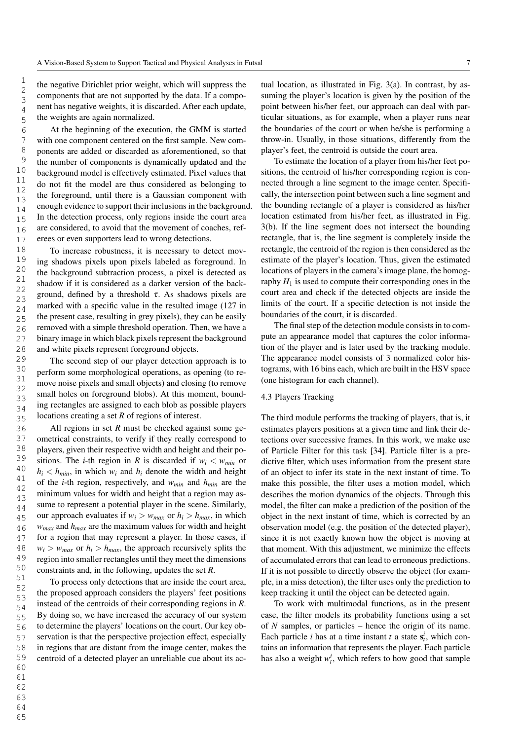the negative Dirichlet prior weight, which will suppress the components that are not supported by the data. If a component has negative weights, it is discarded. After each update, the weights are again normalized.

At the beginning of the execution, the GMM is started with one component centered on the first sample. New components are added or discarded as aforementioned, so that the number of components is dynamically updated and the background model is effectively estimated. Pixel values that do not fit the model are thus considered as belonging to the foreground, until there is a Gaussian component with enough evidence to support their inclusions in the background. In the detection process, only regions inside the court area are considered, to avoid that the movement of coaches, referees or even supporters lead to wrong detections.

To increase robustness, it is necessary to detect moving shadows pixels upon pixels labeled as foreground. In the background subtraction process, a pixel is detected as shadow if it is considered as a darker version of the background, defined by a threshold $\tau$. As shadows pixels are marked with a specific value in the resulted image (127 in the present case, resulting in grey pixels), they can be easily removed with a simple threshold operation. Then, we have a binary image in which black pixels represent the background and white pixels represent foreground objects.

The second step of our player detection approach is to perform some morphological operations, as opening (to remove noise pixels and small objects) and closing (to remove small holes on foreground blobs). At this moment, bounding rectangles are assigned to each blob as possible players locations creating a set $R$ of regions of interest.

All regions in set $R$ must be checked against some geometrical constraints, to verify if they really correspond to players, given their respective width and height and their positions. The $i$-th region in $R$ is discarded if $w_i < w_{min}$ or $h_i < h_{min}$, in which $w_i$ and $h_i$ denote the width and height of the $i$-th region, respectively, and $w_{min}$ and $h_{min}$ are the minimum values for width and height that a region may assume to represent a potential player in the scene. Similarly, our approach evaluates if $w_i > w_{max}$ or $h_i > h_{max}$, in which $w_{max}$ and $h_{max}$ are the maximum values for width and height for a region that may represent a player. In those cases, if $w_i > w_{max}$ or $h_i > h_{max}$, the approach recursively splits the region into smaller rectangles until they meet the dimensions constraints and, in the following, updates the set $R$.

To process only detections that are inside the court area, the proposed approach considers the players' feet positions instead of the centroids of their corresponding regions in $R$. By doing so, we have increased the accuracy of our system to determine the players' locations on the court. Our key observation is that the perspective projection effect, especially in regions that are distant from the image center, makes the centroid of a detected player an unreliable cue about its actual location, as illustrated in Fig. 3(a). In contrast, by assuming the player's location is given by the position of the point between his/her feet, our approach can deal with particular situations, as for example, when a player runs near the boundaries of the court or when he/she is performing a throw-in. Usually, in those situations, differently from the player's feet, the centroid is outside the court area.

To estimate the location of a player from his/her feet positions, the centroid of his/her corresponding region is connected through a line segment to the image center. Specifically, the intersection point between such a line segment and the bounding rectangle of a player is considered as his/her location estimated from his/her feet, as illustrated in Fig. 3(b). If the line segment does not intersect the bounding rectangle, that is, the line segment is completely inside the rectangle, the centroid of the region is then considered as the estimate of the player's location. Thus, given the estimated locations of players in the camera's image plane, the homography $H_1$ is used to compute their corresponding ones in the court area and check if the detected objects are inside the limits of the court. If a specific detection is not inside the boundaries of the court, it is discarded.

The final step of the detection module consists in to compute an appearance model that captures the color information of the player and is later used by the tracking module. The appearance model consists of 3 normalized color histograms, with 16 bins each, which are built in the HSV space (one histogram for each channel).

### 4.3 Players Tracking

The third module performs the tracking of players, that is, it estimates players positions at a given time and link their detections over successive frames. In this work, we make use of Particle Filter for this task [34]. Particle filter is a predictive filter, which uses information from the present state of an object to infer its state in the next instant of time. To make this possible, the filter uses a motion model, which describes the motion dynamics of the objects. Through this model, the filter can make a prediction of the position of the object in the next instant of time, which is corrected by an observation model (e.g. the position of the detected player), since it is not exactly known how the object is moving at that moment. With this adjustment, we minimize the effects of accumulated errors that can lead to erroneous predictions. If it is not possible to directly observe the object (for example, in a miss detection), the filter uses only the prediction to keep tracking it until the object can be detected again.

To work with multimodal functions, as in the present case, the filter models its probability functions using a set of $N$ samples, or particles – hence the origin of its name. Each particle $i$ has at a time instant $t$ a state $\mathbf{s}_t^i$, which contains an information that represents the player. Each particle has also a weight $w_t^i$, which refers to how good that sample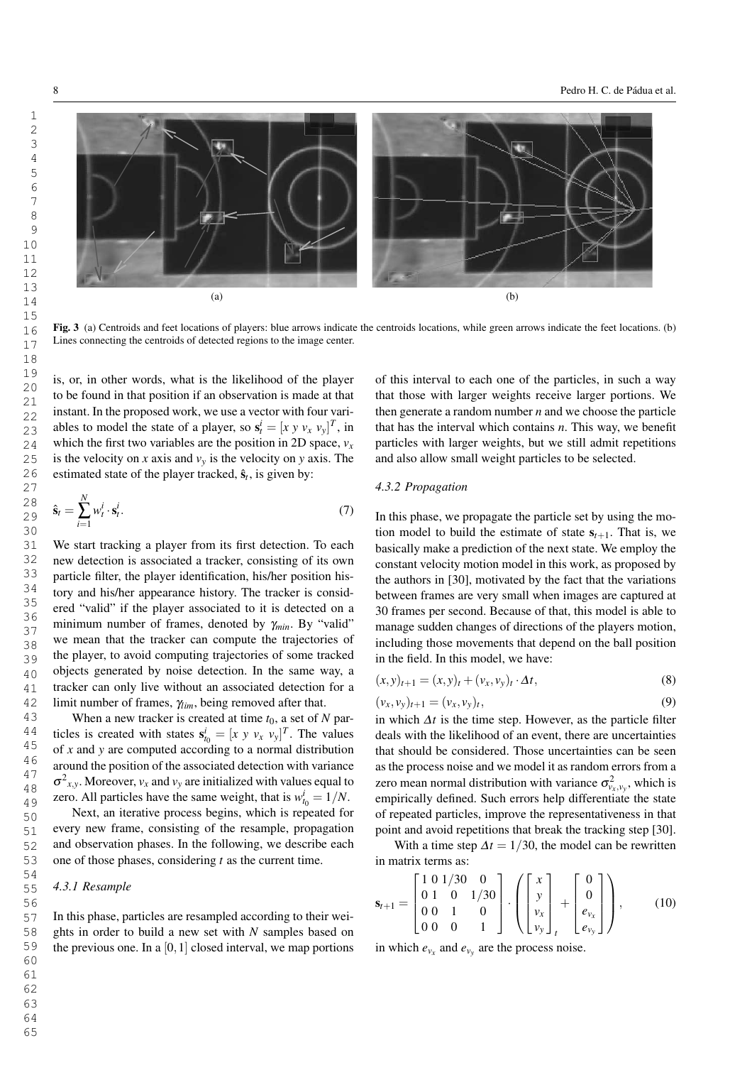Fig. 3 (a) Centroids and feet locations of players: blue arrows indicate the centroids locations, while green arrows indicate the feet locations. (b) Lines connecting the centroids of detected regions to the image center.

is, or, in other words, what is the likelihood of the player to be found in that position if an observation is made at that instant. In the proposed work, we use a vector with four variables to model the state of a player, so $\mathbf{s}_t^i = [x\ y\ v_x\ v_y]^T$, in which the first two variables are the position in 2D space, $v_x$ is the velocity on $x$ axis and $v_y$ is the velocity on $y$ axis. The estimated state of the player tracked, $\hat{\mathbf{s}}_t$, is given by:

$$\hat{\mathbf{s}}_t = \sum_{i=1}^{N} w_t^i \cdot \mathbf{s}_t^i. \tag{7}$$

We start tracking a player from its first detection. To each new detection is associated a tracker, consisting of its own particle filter, the player identification, his/her position history and his/her appearance history. The tracker is considered "valid" if the player associated to it is detected on a minimum number of frames, denoted by $\gamma_{min}$. By "valid" we mean that the tracker can compute the trajectories of the player, to avoid computing trajectories of some tracked objects generated by noise detection. In the same way, a tracker can only live without an associated detection for a limit number of frames, $\gamma_{lim}$, being removed after that.

When a new tracker is created at time $t_0$, a set of $N$ particles is created with states $\mathbf{s}_{t_0}^i = [x\ y\ v_x\ v_y]^T$. The values of $x$ and $y$ are computed according to a normal distribution around the position of the associated detection with variance $\sigma^2{}_{x,y}$. Moreover, $v_x$ and $v_y$ are initialized with values equal to zero. All particles have the same weight, that is $w_{t_0}^i = 1/N$.

Next, an iterative process begins, which is repeated for every new frame, consisting of the resample, propagation and observation phases. In the following, we describe each one of those phases, considering $t$ as the current time.

#### 4.3.1 Resample

In this phase, particles are resampled according to their weights in order to build a new set with $N$ samples based on the previous one. In a $[0,1]$ closed interval, we map portions of this interval to each one of the particles, in such a way that those with larger weights receive larger portions. We then generate a random number $n$ and we choose the particle that has the interval which contains $n$. This way, we benefit particles with larger weights, but we still admit repetitions and also allow small weight particles to be selected.

#### 4.3.2 Propagation

In this phase, we propagate the particle set by using the motion model to build the estimate of state $\mathbf{s}_{t+1}$. That is, we basically make a prediction of the next state. We employ the constant velocity motion model in this work, as proposed by the authors in [30], motivated by the fact that the variations between frames are very small when images are captured at 30 frames per second. Because of that, this model is able to manage sudden changes of directions of the players motion, including those movements that depend on the ball position in the field. In this model, we have:

$$(x,y)_{t+1} = (x,y)_t + (v_x,v_y)_t \cdot \Delta t, \tag{8}$$

$$(v_x,v_y)_{t+1} = (v_x,v_y)_t, \tag{9}$$

in which $\Delta t$ is the time step. However, as the particle filter deals with the likelihood of an event, there are uncertainties that should be considered. Those uncertainties can be seen as the process noise and we model it as random errors from a zero mean normal distribution with variance $\sigma^2_{v_x,v_y}$, which is empirically defined. Such errors help differentiate the state of repeated particles, improve the representativeness in that point and avoid repetitions that break the tracking step [30].

With a time step $\Delta t = 1/30$, the model can be rewritten in matrix terms as:

$$\mathbf{s}_{t+1} = \begin{bmatrix} 1 & 0 & 1/30 & 0 \\ 0 & 1 & 0 & 1/30 \\ 0 & 0 & 1 & 0 \\ 0 & 0 & 0 & 1 \end{bmatrix} \cdot \left( \begin{bmatrix} x \\ y \\ v_x \\ v_y \end{bmatrix}_t + \begin{bmatrix} 0 \\ 0 \\ e_{v_x} \\ e_{v_y} \end{bmatrix} \right), \tag{10}$$

in which $e_{v_x}$ and $e_{v_y}$ are the process noise.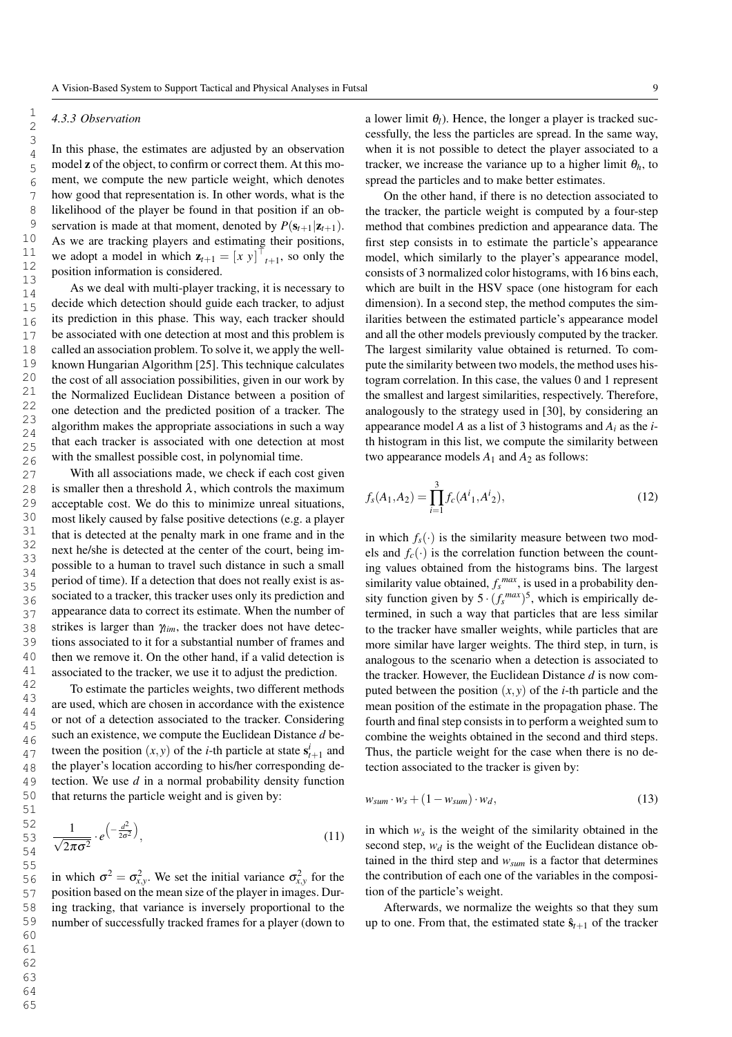#### 4.3.3 Observation

In this phase, the estimates are adjusted by an observation model **z** of the object, to confirm or correct them. At this moment, we compute the new particle weight, which denotes how good that representation is. In other words, what is the likelihood of the player be found in that position if an observation is made at that moment, denoted by $P(\mathbf{s}_{t+1}|\mathbf{z}_{t+1})$. As we are tracking players and estimating their positions, we adopt a model in which $\mathbf{z}_{t+1} = [x\ y]^{\top}{}_{t+1}$, so only the position information is considered.

As we deal with multi-player tracking, it is necessary to decide which detection should guide each tracker, to adjust its prediction in this phase. This way, each tracker should be associated with one detection at most and this problem is called an association problem. To solve it, we apply the well-known Hungarian Algorithm [25]. This technique calculates the cost of all association possibilities, given in our work by the Normalized Euclidean Distance between a position of one detection and the predicted position of a tracker. The algorithm makes the appropriate associations in such a way that each tracker is associated with one detection at most with the smallest possible cost, in polynomial time.

With all associations made, we check if each cost given is smaller then a threshold $\lambda$, which controls the maximum acceptable cost. We do this to minimize unreal situations, most likely caused by false positive detections (e.g. a player that is detected at the penalty mark in one frame and in the next he/she is detected at the center of the court, being impossible to a human to travel such distance in such a small period of time). If a detection that does not really exist is associated to a tracker, this tracker uses only its prediction and appearance data to correct its estimate. When the number of strikes is larger than $\gamma_{lim}$, the tracker does not have detections associated to it for a substantial number of frames and then we remove it. On the other hand, if a valid detection is associated to the tracker, we use it to adjust the prediction.

To estimate the particles weights, two different methods are used, which are chosen in accordance with the existence or not of a detection associated to the tracker. Considering such an existence, we compute the Euclidean Distance $d$ between the position $(x,y)$ of the $i$-th particle at state $\mathbf{s}^i_{t+1}$ and the player's location according to his/her corresponding detection. We use $d$ in a normal probability density function that returns the particle weight and is given by:

$$\frac{1}{\sqrt{2\pi\sigma^2}} \cdot e^{\left(-\frac{d^2}{2\sigma^2}\right)}, \tag{11}$$

in which $\sigma^2 = \sigma^2_{x,y}$. We set the initial variance $\sigma^2_{x,y}$ for the position based on the mean size of the player in images. During tracking, that variance is inversely proportional to the number of successfully tracked frames for a player (down to a lower limit $\theta_l$). Hence, the longer a player is tracked successfully, the less the particles are spread. In the same way, when it is not possible to detect the player associated to a tracker, we increase the variance up to a higher limit $\theta_h$, to spread the particles and to make better estimates.

On the other hand, if there is no detection associated to the tracker, the particle weight is computed by a four-step method that combines prediction and appearance data. The first step consists in to estimate the particle's appearance model, which similarly to the player's appearance model, consists of 3 normalized color histograms, with 16 bins each, which are built in the HSV space (one histogram for each dimension). In a second step, the method computes the similarities between the estimated particle's appearance model and all the other models previously computed by the tracker. The largest similarity value obtained is returned. To compute the similarity between two models, the method uses histogram correlation. In this case, the values 0 and 1 represent the smallest and largest similarities, respectively. Therefore, analogously to the strategy used in [30], by considering an appearance model $A$ as a list of 3 histograms and $A_i$ as the $i$-th histogram in this list, we compute the similarity between two appearance models $A_1$ and $A_2$ as follows:

$$f_s(A_1, A_2) = \prod_{i=1}^{3} f_c({A^i}_1, {A^i}_2), \tag{12}$$

in which $f_s(\cdot)$ is the similarity measure between two models and $f_c(\cdot)$ is the correlation function between the counting values obtained from the histograms bins. The largest similarity value obtained, ${f_s}^{max}$, is used in a probability density function given by $5 \cdot ({f_s}^{max})^5$, which is empirically determined, in such a way that particles that are less similar to the tracker have smaller weights, while particles that are more similar have larger weights. The third step, in turn, is analogous to the scenario when a detection is associated to the tracker. However, the Euclidean Distance $d$ is now computed between the position $(x,y)$ of the $i$-th particle and the mean position of the estimate in the propagation phase. The fourth and final step consists in to perform a weighted sum to combine the weights obtained in the second and third steps. Thus, the particle weight for the case when there is no detection associated to the tracker is given by:

$$w_{sum} \cdot w_s + (1 - w_{sum}) \cdot w_d, \tag{13}$$

in which $w_s$ is the weight of the similarity obtained in the second step, $w_d$ is the weight of the Euclidean distance obtained in the third step and $w_{sum}$ is a factor that determines the contribution of each one of the variables in the composition of the particle's weight.

Afterwards, we normalize the weights so that they sum up to one. From that, the estimated state $\hat{\mathbf{s}}_{t+1}$ of the tracker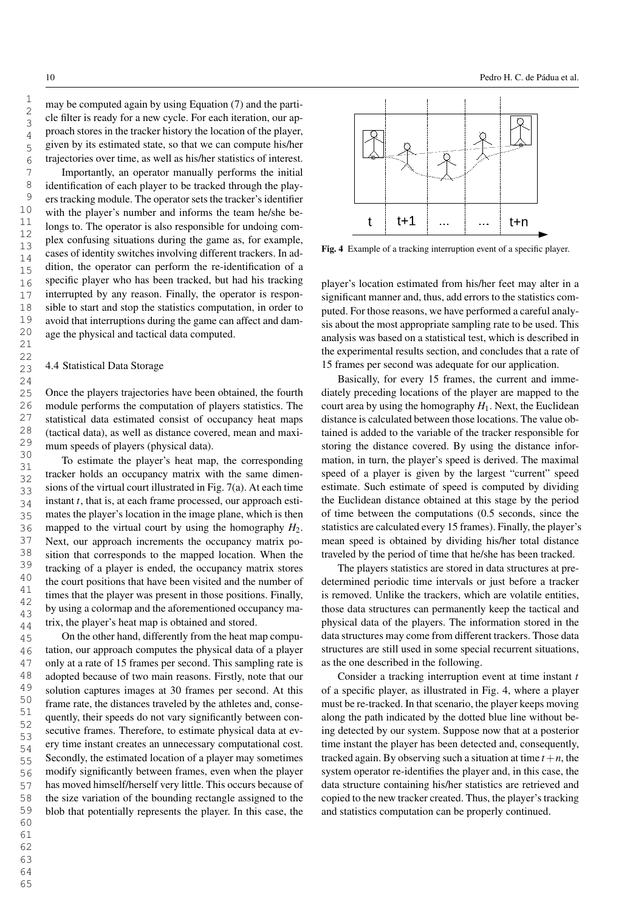may be computed again by using Equation (7) and the particle filter is ready for a new cycle. For each iteration, our approach stores in the tracker history the location of the player, given by its estimated state, so that we can compute his/her trajectories over time, as well as his/her statistics of interest.

Importantly, an operator manually performs the initial identification of each player to be tracked through the players tracking module. The operator sets the tracker's identifier with the player's number and informs the team he/she belongs to. The operator is also responsible for undoing complex confusing situations during the game as, for example, cases of identity switches involving different trackers. In addition, the operator can perform the re-identification of a specific player who has been tracked, but had his tracking interrupted by any reason. Finally, the operator is responsible to start and stop the statistics computation, in order to avoid that interruptions during the game can affect and damage the physical and tactical data computed.

### 4.4 Statistical Data Storage

Once the players trajectories have been obtained, the fourth module performs the computation of players statistics. The statistical data estimated consist of occupancy heat maps (tactical data), as well as distance covered, mean and maximum speeds of players (physical data).

To estimate the player's heat map, the corresponding tracker holds an occupancy matrix with the same dimensions of the virtual court illustrated in Fig. 7(a). At each time instant $t$, that is, at each frame processed, our approach estimates the player's location in the image plane, which is then mapped to the virtual court by using the homography $H_2$. Next, our approach increments the occupancy matrix position that corresponds to the mapped location. When the tracking of a player is ended, the occupancy matrix stores the court positions that have been visited and the number of times that the player was present in those positions. Finally, by using a colormap and the aforementioned occupancy matrix, the player's heat map is obtained and stored.

On the other hand, differently from the heat map computation, our approach computes the physical data of a player only at a rate of 15 frames per second. This sampling rate is adopted because of two main reasons. Firstly, note that our solution captures images at 30 frames per second. At this frame rate, the distances traveled by the athletes and, consequently, their speeds do not vary significantly between consecutive frames. Therefore, to estimate physical data at every time instant creates an unnecessary computational cost. Secondly, the estimated location of a player may sometimes modify significantly between frames, even when the player has moved himself/herself very little. This occurs because of the size variation of the bounding rectangle assigned to the blob that potentially represents the player. In this case, the player's location estimated from his/her feet may alter in a significant manner and, thus, add errors to the statistics computed. For those reasons, we have performed a careful analysis about the most appropriate sampling rate to be used. This analysis was based on a statistical test, which is described in the experimental results section, and concludes that a rate of 15 frames per second was adequate for our application.

Fig. 4 Example of a tracking interruption event of a specific player.

Basically, for every 15 frames, the current and immediately preceding locations of the player are mapped to the court area by using the homography $H_1$. Next, the Euclidean distance is calculated between those locations. The value obtained is added to the variable of the tracker responsible for storing the distance covered. By using the distance information, in turn, the player's speed is derived. The maximal speed of a player is given by the largest "current" speed estimate. Such estimate of speed is computed by dividing the Euclidean distance obtained at this stage by the period of time between the computations (0.5 seconds, since the statistics are calculated every 15 frames). Finally, the player's mean speed is obtained by dividing his/her total distance traveled by the period of time that he/she has been tracked.

The players statistics are stored in data structures at predetermined periodic time intervals or just before a tracker is removed. Unlike the trackers, which are volatile entities, those data structures can permanently keep the tactical and physical data of the players. The information stored in the data structures may come from different trackers. Those data structures are still used in some special recurrent situations, as the one described in the following.

Consider a tracking interruption event at time instant $t$ of a specific player, as illustrated in Fig. 4, where a player must be re-tracked. In that scenario, the player keeps moving along the path indicated by the dotted blue line without being detected by our system. Suppose now that at a posterior time instant the player has been detected and, consequently, tracked again. By observing such a situation at time $t+n$, the system operator re-identifies the player and, in this case, the data structure containing his/her statistics are retrieved and copied to the new tracker created. Thus, the player's tracking and statistics computation can be properly continued.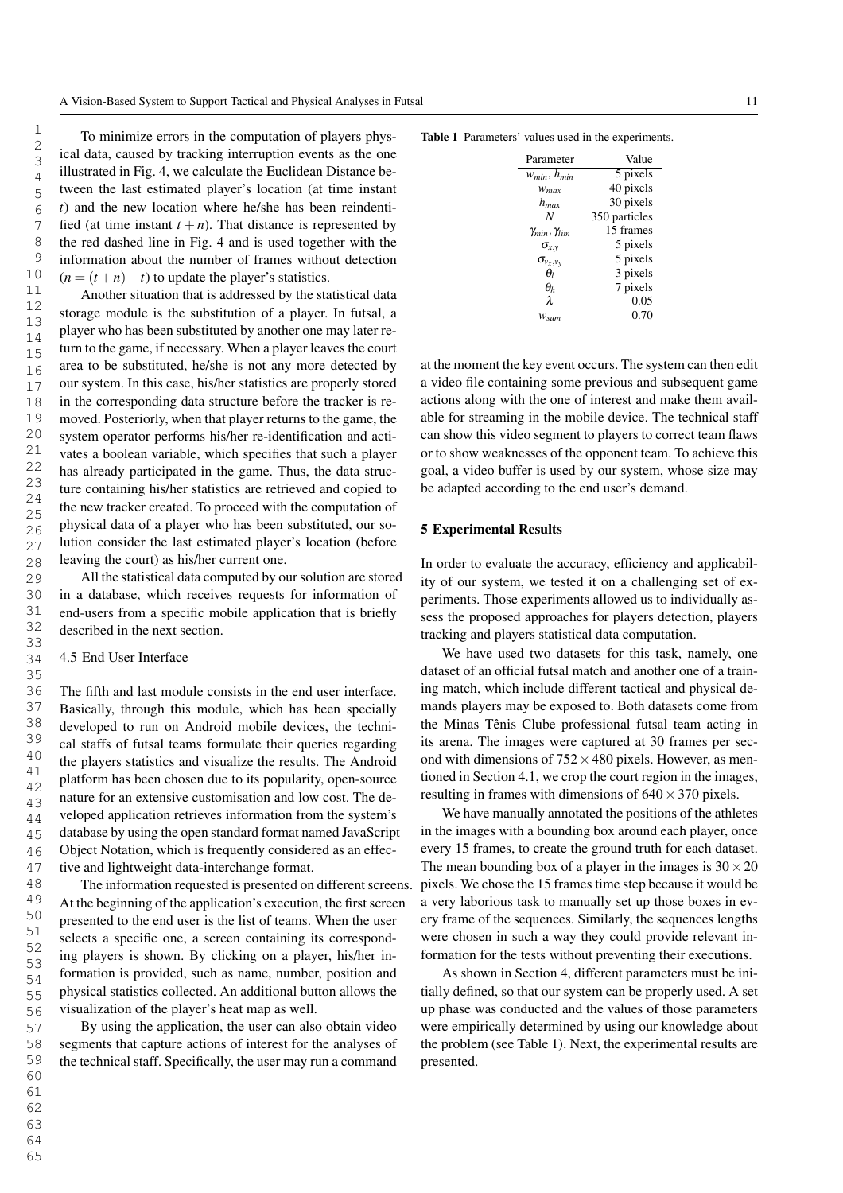To minimize errors in the computation of players physical data, caused by tracking interruption events as the one illustrated in Fig. 4, we calculate the Euclidean Distance between the last estimated player's location (at time instant $t$) and the new location where he/she has been reidentified (at time instant $t+n$). That distance is represented by the red dashed line in Fig. 4 and is used together with the information about the number of frames without detection ($n = (t+n) - t$) to update the player's statistics.

Another situation that is addressed by the statistical data storage module is the substitution of a player. In futsal, a player who has been substituted by another one may later return to the game, if necessary. When a player leaves the court area to be substituted, he/she is not any more detected by our system. In this case, his/her statistics are properly stored in the corresponding data structure before the tracker is removed. Posteriorly, when that player returns to the game, the system operator performs his/her re-identification and activates a boolean variable, which specifies that such a player has already participated in the game. Thus, the data structure containing his/her statistics are retrieved and copied to the new tracker created. To proceed with the computation of physical data of a player who has been substituted, our solution consider the last estimated player's location (before leaving the court) as his/her current one.

All the statistical data computed by our solution are stored in a database, which receives requests for information of end-users from a specific mobile application that is briefly described in the next section.

### 4.5 End User Interface

The fifth and last module consists in the end user interface. Basically, through this module, which has been specially developed to run on Android mobile devices, the technical staffs of futsal teams formulate their queries regarding the players statistics and visualize the results. The Android platform has been chosen due to its popularity, open-source nature for an extensive customisation and low cost. The developed application retrieves information from the system's database by using the open standard format named JavaScript Object Notation, which is frequently considered as an effective and lightweight data-interchange format.

The information requested is presented on different screens. At the beginning of the application's execution, the first screen presented to the end user is the list of teams. When the user selects a specific one, a screen containing its corresponding players is shown. By clicking on a player, his/her information is provided, such as name, number, position and physical statistics collected. An additional button allows the visualization of the player's heat map as well.

By using the application, the user can also obtain video segments that capture actions of interest for the analyses of the technical staff. Specifically, the user may run a command at the moment the key event occurs. The system can then edit a video file containing some previous and subsequent game actions along with the one of interest and make them available for streaming in the mobile device. The technical staff can show this video segment to players to correct team flaws or to show weaknesses of the opponent team. To achieve this goal, a video buffer is used by our system, whose size may be adapted according to the end user's demand.

**Table 1** Parameters' values used in the experiments.

| Parameter | Value |
| --- | --- |
| $w_{min}$, $h_{min}$ | 5 pixels |
| $w_{max}$ | 40 pixels |
| $h_{max}$ | 30 pixels |
| $N$ | 350 particles |
| $\gamma_{min}, \gamma_{lim}$ | 15 frames |
| $\sigma_{x,y}$ | 5 pixels |
| $\sigma_{v_x,v_y}$ | 5 pixels |
| $\theta_l$ | 3 pixels |
| $\theta_h$ | 7 pixels |
| $\lambda$ | 0.05 |
| $w_{sum}$ | 0.70 |

## 5 Experimental Results

In order to evaluate the accuracy, efficiency and applicability of our system, we tested it on a challenging set of experiments. Those experiments allowed us to individually assess the proposed approaches for players detection, players tracking and players statistical data computation.

We have used two datasets for this task, namely, one dataset of an official futsal match and another one of a training match, which include different tactical and physical demands players may be exposed to. Both datasets come from the Minas Tênis Clube professional futsal team acting in its arena. The images were captured at 30 frames per second and with dimensions of $752 \times 480$ pixels. However, as mentioned in Section 4.1, we crop the court region in the images, resulting in frames with dimensions of $640 \times 370$ pixels.

We have manually annotated the positions of the athletes in the images with a bounding box around each player, once every 15 frames, to create the ground truth for each dataset. The mean bounding box of a player in the images is $30 \times 20$ pixels. We chose the 15 frames time step because it would be a very laborious task to manually set up those boxes in every frame of the sequences. Similarly, the sequences lengths were chosen in such a way they could provide relevant information for the tests without preventing their executions.

As shown in Section 4, different parameters must be initially defined, so that our system can be properly used. A set up phase was conducted and the values of those parameters were empirically determined by using our knowledge about the problem (see Table 1). Next, the experimental results are presented.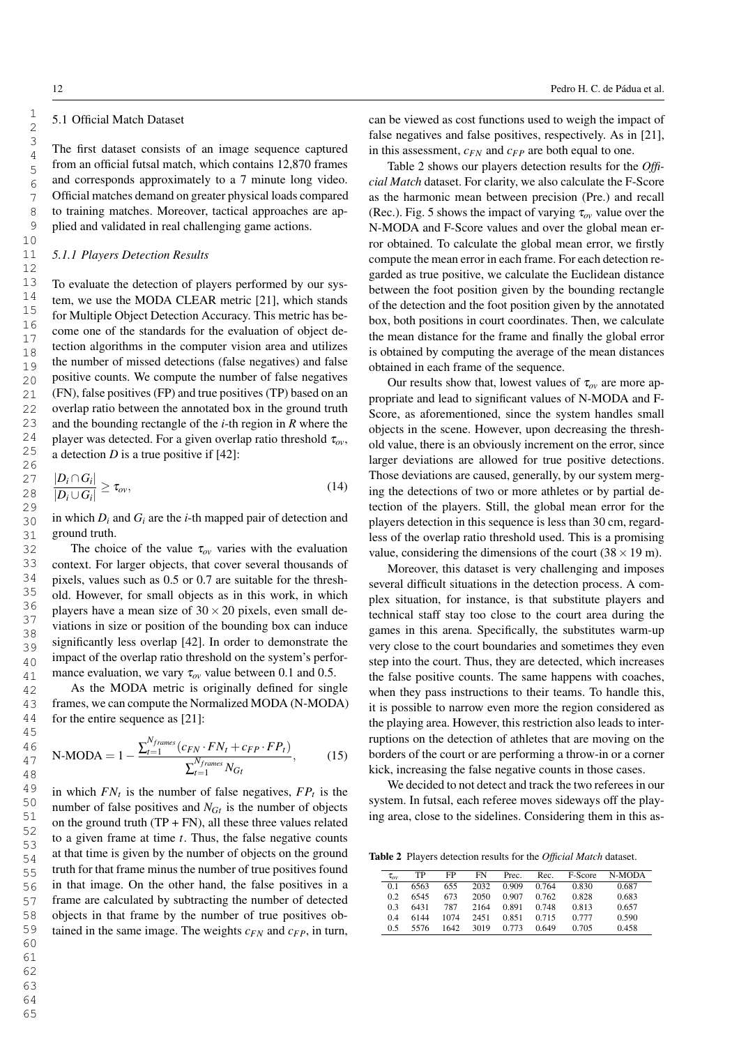### 5.1 Official Match Dataset

The first dataset consists of an image sequence captured from an official futsal match, which contains 12,870 frames and corresponds approximately to a 7 minute long video. Official matches demand on greater physical loads compared to training matches. Moreover, tactical approaches are applied and validated in real challenging game actions.

#### 5.1.1 Players Detection Results

To evaluate the detection of players performed by our system, we use the MODA CLEAR metric [21], which stands for Multiple Object Detection Accuracy. This metric has become one of the standards for the evaluation of object detection algorithms in the computer vision area and utilizes the number of missed detections (false negatives) and false positive counts. We compute the number of false negatives (FN), false positives (FP) and true positives (TP) based on an overlap ratio between the annotated box in the ground truth and the bounding rectangle of the $i$-th region in $R$ where the player was detected. For a given overlap ratio threshold $\tau_{ov}$, a detection $D$ is a true positive if [42]:

$$\frac{|D_i \cap G_i|}{|D_i \cup G_i|} \geq \tau_{ov}, \tag{14}$$

in which $D_i$ and $G_i$ are the $i$-th mapped pair of detection and ground truth.

The choice of the value $\tau_{ov}$ varies with the evaluation context. For larger objects, that cover several thousands of pixels, values such as 0.5 or 0.7 are suitable for the threshold. However, for small objects as in this work, in which players have a mean size of $30 \times 20$ pixels, even small deviations in size or position of the bounding box can induce significantly less overlap [42]. In order to demonstrate the impact of the overlap ratio threshold on the system's performance evaluation, we vary $\tau_{ov}$ value between 0.1 and 0.5.

As the MODA metric is originally defined for single frames, we can compute the Normalized MODA (N-MODA) for the entire sequence as [21]:

$$\text{N-MODA} = 1 - \frac{\sum_{t=1}^{N_{frames}} (c_{FN} \cdot FN_t + c_{FP} \cdot FP_t)}{\sum_{t=1}^{N_{frames}} N_{Gt}}, \tag{15}$$

in which $FN_t$ is the number of false negatives, $FP_t$ is the number of false positives and $N_{Gt}$ is the number of objects on the ground truth (TP + FN), all these three values related to a given frame at time $t$. Thus, the false negative counts at that time is given by the number of objects on the ground truth for that frame minus the number of true positives found in that image. On the other hand, the false positives in a frame are calculated by subtracting the number of detected objects in that frame by the number of true positives obtained in the same image. The weights $c_{FN}$ and $c_{FP}$, in turn, can be viewed as cost functions used to weigh the impact of false negatives and false positives, respectively. As in [21], in this assessment, $c_{FN}$ and $c_{FP}$ are both equal to one.

Table 2 shows our players detection results for the *Official Match* dataset. For clarity, we also calculate the F-Score as the harmonic mean between precision (Pre.) and recall (Rec.). Fig. 5 shows the impact of varying $\tau_{ov}$ value over the N-MODA and F-Score values and over the global mean error obtained. To calculate the global mean error, we firstly compute the mean error in each frame. For each detection regarded as true positive, we calculate the Euclidean distance between the foot position given by the bounding rectangle of the detection and the foot position given by the annotated box, both positions in court coordinates. Then, we calculate the mean distance for the frame and finally the global error is obtained by computing the average of the mean distances obtained in each frame of the sequence.

Our results show that, lowest values of $\tau_{ov}$ are more appropriate and lead to significant values of N-MODA and F-Score, as aforementioned, since the system handles small objects in the scene. However, upon decreasing the threshold value, there is an obviously increment on the error, since larger deviations are allowed for true positive detections. Those deviations are caused, generally, by our system merging the detections of two or more athletes or by partial detection of the players. Still, the global mean error for the players detection in this sequence is less than 30 cm, regardless of the overlap ratio threshold used. This is a promising value, considering the dimensions of the court ($38 \times 19$ m).

Moreover, this dataset is very challenging and imposes several difficult situations in the detection process. A complex situation, for instance, is that substitute players and technical staff stay too close to the court area during the games in this arena. Specifically, the substitutes warm-up very close to the court boundaries and sometimes they even step into the court. Thus, they are detected, which increases the false positive counts. The same happens with coaches, when they pass instructions to their teams. To handle this, it is possible to narrow even more the region considered as the playing area. However, this restriction also leads to interruptions on the detection of athletes that are moving on the borders of the court or are performing a throw-in or a corner kick, increasing the false negative counts in those cases.

We decided to not detect and track the two referees in our system. In futsal, each referee moves sideways off the playing area, close to the sidelines. Considering them in this as-

**Table 2** Players detection results for the *Official Match* dataset.

| $\tau_{ov}$ | TP | FP | FN | Prec. | Rec. | F-Score | N-MODA |
|---|---|---|---|---|---|---|---|
| 0.1 | 6563 | 655 | 2032 | 0.909 | 0.764 | 0.830 | 0.687 |
| 0.2 | 6545 | 673 | 2050 | 0.907 | 0.762 | 0.828 | 0.683 |
| 0.3 | 6431 | 787 | 2164 | 0.891 | 0.748 | 0.813 | 0.657 |
| 0.4 | 6144 | 1074 | 2451 | 0.851 | 0.715 | 0.777 | 0.590 |
| 0.5 | 5576 | 1642 | 3019 | 0.773 | 0.649 | 0.705 | 0.458 |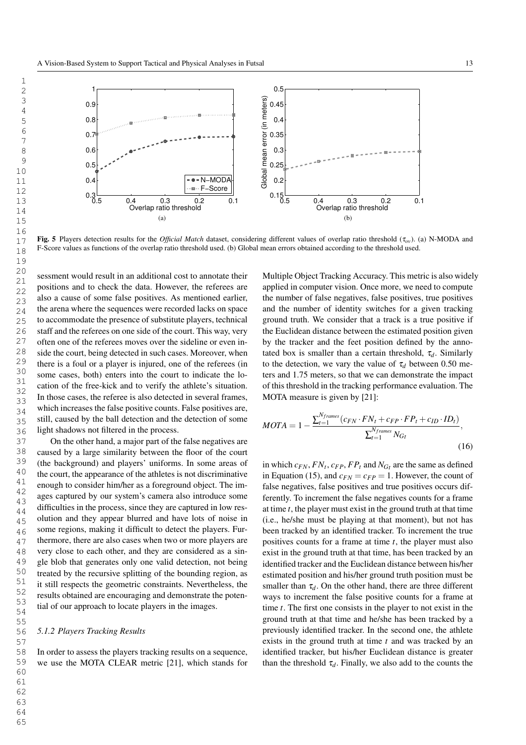Fig. 5 Players detection results for the *Official Match* dataset, considering different values of overlap ratio threshold ($\tau_{ov}$). (a) N-MODA and F-Score values as functions of the overlap ratio threshold used. (b) Global mean errors obtained according to the threshold used.

sessment would result in an additional cost to annotate their positions and to check the data. However, the referees are also a cause of some false positives. As mentioned earlier, the arena where the sequences were recorded lacks on space to accommodate the presence of substitute players, technical staff and the referees on one side of the court. This way, very often one of the referees moves over the sideline or even inside the court, being detected in such cases. Moreover, when there is a foul or a player is injured, one of the referees (in some cases, both) enters into the court to indicate the location of the free-kick and to verify the athlete's situation. In those cases, the referee is also detected in several frames, which increases the false positive counts. False positives are, still, caused by the ball detection and the detection of some light shadows not filtered in the process.

On the other hand, a major part of the false negatives are caused by a large similarity between the floor of the court (the background) and players' uniforms. In some areas of the court, the appearance of the athletes is not discriminative enough to consider him/her as a foreground object. The images captured by our system's camera also introduce some difficulties in the process, since they are captured in low resolution and they appear blurred and have lots of noise in some regions, making it difficult to detect the players. Furthermore, there are also cases when two or more players are very close to each other, and they are considered as a single blob that generates only one valid detection, not being treated by the recursive splitting of the bounding region, as it still respects the geometric constraints. Nevertheless, the results obtained are encouraging and demonstrate the potential of our approach to locate players in the images.

### 5.1.2 Players Tracking Results

In order to assess the players tracking results on a sequence, we use the MOTA CLEAR metric [21], which stands for Multiple Object Tracking Accuracy. This metric is also widely applied in computer vision. Once more, we need to compute the number of false negatives, false positives, true positives and the number of identity switches for a given tracking ground truth. We consider that a track is a true positive if the Euclidean distance between the estimated position given by the tracker and the feet position defined by the annotated box is smaller than a certain threshold, $\tau_d$. Similarly to the detection, we vary the value of $\tau_d$ between 0.50 meters and 1.75 meters, so that we can demonstrate the impact of this threshold in the tracking performance evaluation. The MOTA measure is given by [21]:

$$MOTA = 1 - \frac{\sum_{t=1}^{N_{frames}} (c_{FN} \cdot FN_t + c_{FP} \cdot FP_t + c_{ID} \cdot ID_t)}{\sum_{t=1}^{N_{frames}} N_{Gt}}, \tag{16}$$

in which $c_{FN}$, $FN_t$, $c_{FP}$, $FP_t$ and $N_{Gt}$ are the same as defined in Equation (15), and $c_{FN} = c_{FP} = 1$. However, the count of false negatives, false positives and true positives occurs differently. To increment the false negatives counts for a frame at time $t$, the player must exist in the ground truth at that time (i.e., he/she must be playing at that moment), but not has been tracked by an identified tracker. To increment the true positives counts for a frame at time $t$, the player must also exist in the ground truth at that time, has been tracked by an identified tracker and the Euclidean distance between his/her estimated position and his/her ground truth position must be smaller than $\tau_d$. On the other hand, there are three different ways to increment the false positive counts for a frame at time $t$. The first one consists in the player to not exist in the ground truth at that time and he/she has been tracked by a previously identified tracker. In the second one, the athlete exists in the ground truth at time $t$ and was tracked by an identified tracker, but his/her Euclidean distance is greater than the threshold $\tau_d$. Finally, we also add to the counts the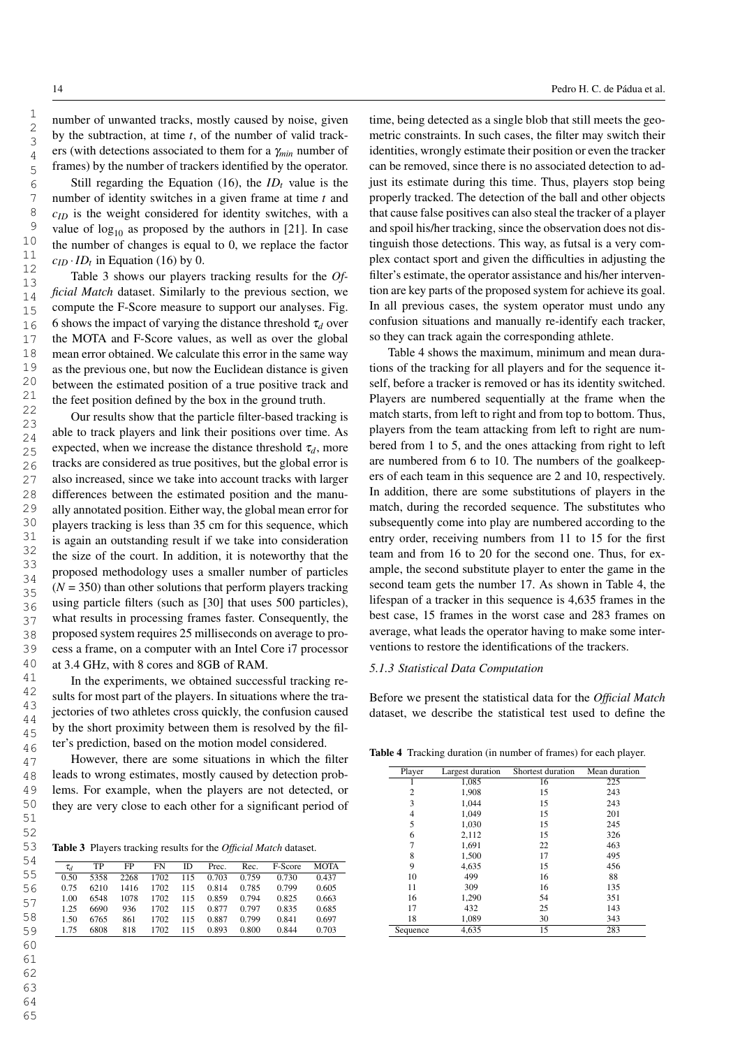number of unwanted tracks, mostly caused by noise, given by the subtraction, at time $t$, of the number of valid trackers (with detections associated to them for a $\gamma_{min}$ number of frames) by the number of trackers identified by the operator.

Still regarding the Equation (16), the $ID_t$ value is the number of identity switches in a given frame at time $t$ and $c_{ID}$ is the weight considered for identity switches, with a value of $\log_{10}$ as proposed by the authors in [21]. In case the number of changes is equal to 0, we replace the factor $c_{ID} \cdot ID_t$ in Equation (16) by 0.

Table 3 shows our players tracking results for the *Official Match* dataset. Similarly to the previous section, we compute the F-Score measure to support our analyses. Fig. 6 shows the impact of varying the distance threshold $\tau_d$ over the MOTA and F-Score values, as well as over the global mean error obtained. We calculate this error in the same way as the previous one, but now the Euclidean distance is given between the estimated position of a true positive track and the feet position defined by the box in the ground truth.

Our results show that the particle filter-based tracking is able to track players and link their positions over time. As expected, when we increase the distance threshold $\tau_d$, more tracks are considered as true positives, but the global error is also increased, since we take into account tracks with larger differences between the estimated position and the manually annotated position. Either way, the global mean error for players tracking is less than 35 cm for this sequence, which is again an outstanding result if we take into consideration the size of the court. In addition, it is noteworthy that the proposed methodology uses a smaller number of particles ($N = 350$) than other solutions that perform players tracking using particle filters (such as [30] that uses 500 particles), what results in processing frames faster. Consequently, the proposed system requires 25 milliseconds on average to process a frame, on a computer with an Intel Core i7 processor at 3.4 GHz, with 8 cores and 8GB of RAM.

In the experiments, we obtained successful tracking results for most part of the players. In situations where the trajectories of two athletes cross quickly, the confusion caused by the short proximity between them is resolved by the filter's prediction, based on the motion model considered.

However, there are some situations in which the filter leads to wrong estimates, mostly caused by detection problems. For example, when the players are not detected, or they are very close to each other for a significant period of time, being detected as a single blob that still meets the geometric constraints. In such cases, the filter may switch their identities, wrongly estimate their position or even the tracker can be removed, since there is no associated detection to adjust its estimate during this time. Thus, players stop being properly tracked. The detection of the ball and other objects that cause false positives can also steal the tracker of a player and spoil his/her tracking, since the observation does not distinguish those detections. This way, as futsal is a very complex contact sport and given the difficulties in adjusting the filter's estimate, the operator assistance and his/her intervention are key parts of the proposed system for achieve its goal. In all previous cases, the system operator must undo any confusion situations and manually re-identify each tracker, so they can track again the corresponding athlete.

Table 4 shows the maximum, minimum and mean durations of the tracking for all players and for the sequence itself, before a tracker is removed or has its identity switched. Players are numbered sequentially at the frame when the match starts, from left to right and from top to bottom. Thus, players from the team attacking from left to right are numbered from 1 to 5, and the ones attacking from right to left are numbered from 6 to 10. The numbers of the goalkeepers of each team in this sequence are 2 and 10, respectively. In addition, there are some substitutions of players in the match, during the recorded sequence. The substitutes who subsequently come into play are numbered according to the entry order, receiving numbers from 11 to 15 for the first team and from 16 to 20 for the second one. Thus, for example, the second substitute player to enter the game in the second team gets the number 17. As shown in Table 4, the lifespan of a tracker in this sequence is 4,635 frames in the best case, 15 frames in the worst case and 283 frames on average, what leads the operator having to make some interventions to restore the identifications of the trackers.

**Table 3** Players tracking results for the *Official Match* dataset.

| $\tau_d$ | TP | FP | FN | ID | Prec. | Rec. | F-Score | MOTA |
|---|---|---|---|---|---|---|---|---|
| 0.50 | 5358 | 2268 | 1702 | 115 | 0.703 | 0.759 | 0.730 | 0.437 |
| 0.75 | 6210 | 1416 | 1702 | 115 | 0.814 | 0.785 | 0.799 | 0.605 |
| 1.00 | 6548 | 1078 | 1702 | 115 | 0.859 | 0.794 | 0.825 | 0.663 |
| 1.25 | 6690 | 936 | 1702 | 115 | 0.877 | 0.797 | 0.835 | 0.685 |
| 1.50 | 6765 | 861 | 1702 | 115 | 0.887 | 0.799 | 0.841 | 0.697 |
| 1.75 | 6808 | 818 | 1702 | 115 | 0.893 | 0.800 | 0.844 | 0.703 |

**Table 4** Tracking duration (in number of frames) for each player.

| Player | Largest duration | Shortest duration | Mean duration |
|---|---|---|---|
| 1 | 1,085 | 16 | 225 |
| 2 | 1,908 | 15 | 243 |
| 3 | 1,044 | 15 | 243 |
| 4 | 1,049 | 15 | 201 |
| 5 | 1,030 | 15 | 245 |
| 6 | 2,112 | 15 | 326 |
| 7 | 1,691 | 22 | 463 |
| 8 | 1,500 | 17 | 495 |
| 9 | 4,635 | 15 | 456 |
| 10 | 499 | 16 | 88 |
| 11 | 309 | 16 | 135 |
| 16 | 1,290 | 54 | 351 |
| 17 | 432 | 25 | 143 |
| 18 | 1,089 | 30 | 343 |
| Sequence | 4,635 | 15 | 283 |

### 5.1.3 Statistical Data Computation

Before we present the statistical data for the *Official Match* dataset, we describe the statistical test used to define the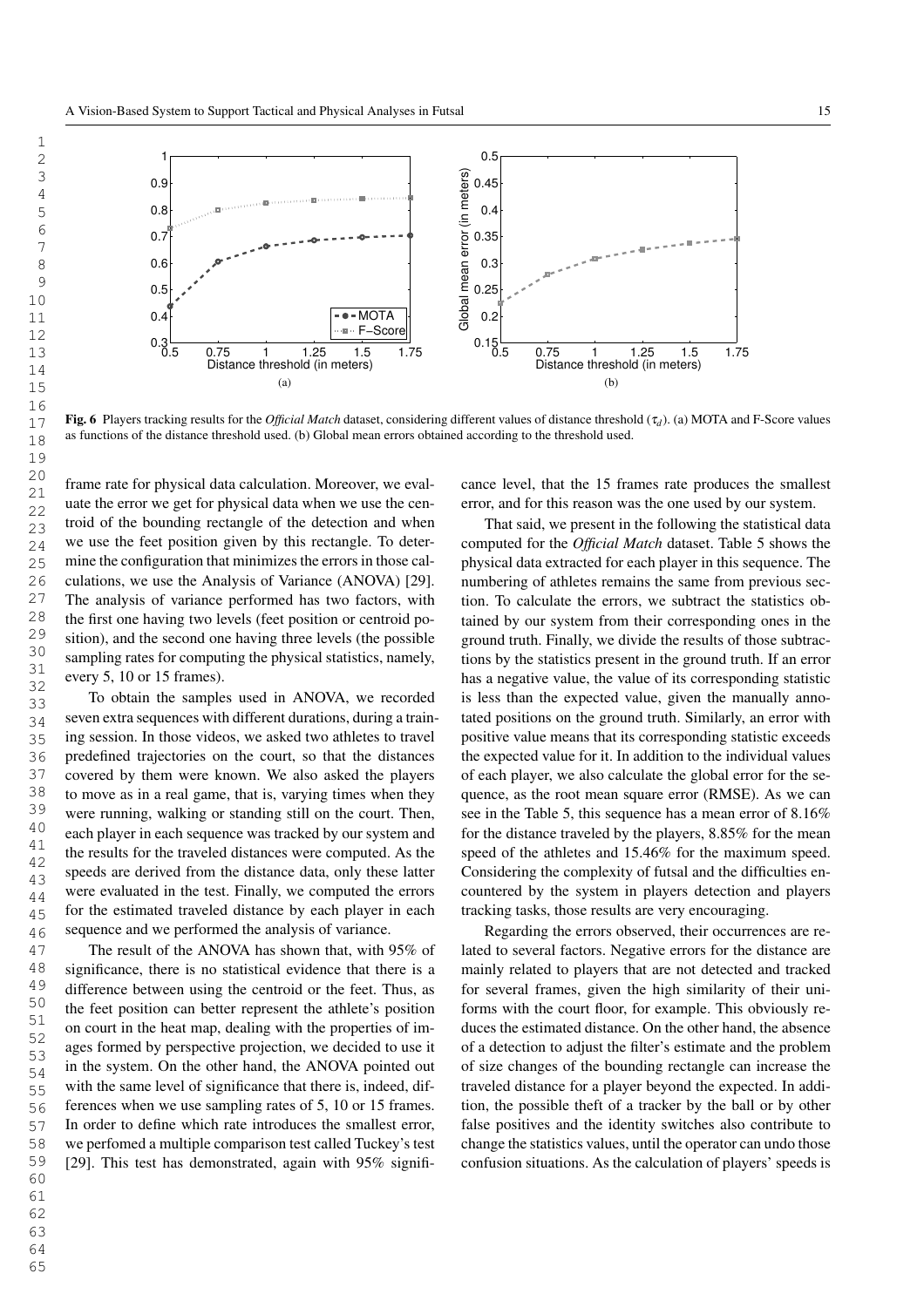**Fig. 6** Players tracking results for the *Official Match* dataset, considering different values of distance threshold ($\tau_d$). (a) MOTA and F-Score values as functions of the distance threshold used. (b) Global mean errors obtained according to the threshold used.

frame rate for physical data calculation. Moreover, we evaluate the error we get for physical data when we use the centroid of the bounding rectangle of the detection and when we use the feet position given by this rectangle. To determine the configuration that minimizes the errors in those calculations, we use the Analysis of Variance (ANOVA) [29]. The analysis of variance performed has two factors, with the first one having two levels (feet position or centroid position), and the second one having three levels (the possible sampling rates for computing the physical statistics, namely, every 5, 10 or 15 frames).

To obtain the samples used in ANOVA, we recorded seven extra sequences with different durations, during a training session. In those videos, we asked two athletes to travel predefined trajectories on the court, so that the distances covered by them were known. We also asked the players to move as in a real game, that is, varying times when they were running, walking or standing still on the court. Then, each player in each sequence was tracked by our system and the results for the traveled distances were computed. As the speeds are derived from the distance data, only these latter were evaluated in the test. Finally, we computed the errors for the estimated traveled distance by each player in each sequence and we performed the analysis of variance.

The result of the ANOVA has shown that, with 95% of significance, there is no statistical evidence that there is a difference between using the centroid or the feet. Thus, as the feet position can better represent the athlete's position on court in the heat map, dealing with the properties of images formed by perspective projection, we decided to use it in the system. On the other hand, the ANOVA pointed out with the same level of significance that there is, indeed, differences when we use sampling rates of 5, 10 or 15 frames. In order to define which rate introduces the smallest error, we perfomed a multiple comparison test called Tuckey's test [29]. This test has demonstrated, again with 95% significance level, that the 15 frames rate produces the smallest error, and for this reason was the one used by our system.

That said, we present in the following the statistical data computed for the *Official Match* dataset. Table 5 shows the physical data extracted for each player in this sequence. The numbering of athletes remains the same from previous section. To calculate the errors, we subtract the statistics obtained by our system from their corresponding ones in the ground truth. Finally, we divide the results of those subtractions by the statistics present in the ground truth. If an error has a negative value, the value of its corresponding statistic is less than the expected value, given the manually annotated positions on the ground truth. Similarly, an error with positive value means that its corresponding statistic exceeds the expected value for it. In addition to the individual values of each player, we also calculate the global error for the sequence, as the root mean square error (RMSE). As we can see in the Table 5, this sequence has a mean error of 8.16% for the distance traveled by the players, 8.85% for the mean speed of the athletes and 15.46% for the maximum speed. Considering the complexity of futsal and the difficulties encountered by the system in players detection and players tracking tasks, those results are very encouraging.

Regarding the errors observed, their occurrences are related to several factors. Negative errors for the distance are mainly related to players that are not detected and tracked for several frames, given the high similarity of their uniforms with the court floor, for example. This obviously reduces the estimated distance. On the other hand, the absence of a detection to adjust the filter's estimate and the problem of size changes of the bounding rectangle can increase the traveled distance for a player beyond the expected. In addition, the possible theft of a tracker by the ball or by other false positives and the identity switches also contribute to change the statistics values, until the operator can undo those confusion situations. As the calculation of players' speeds is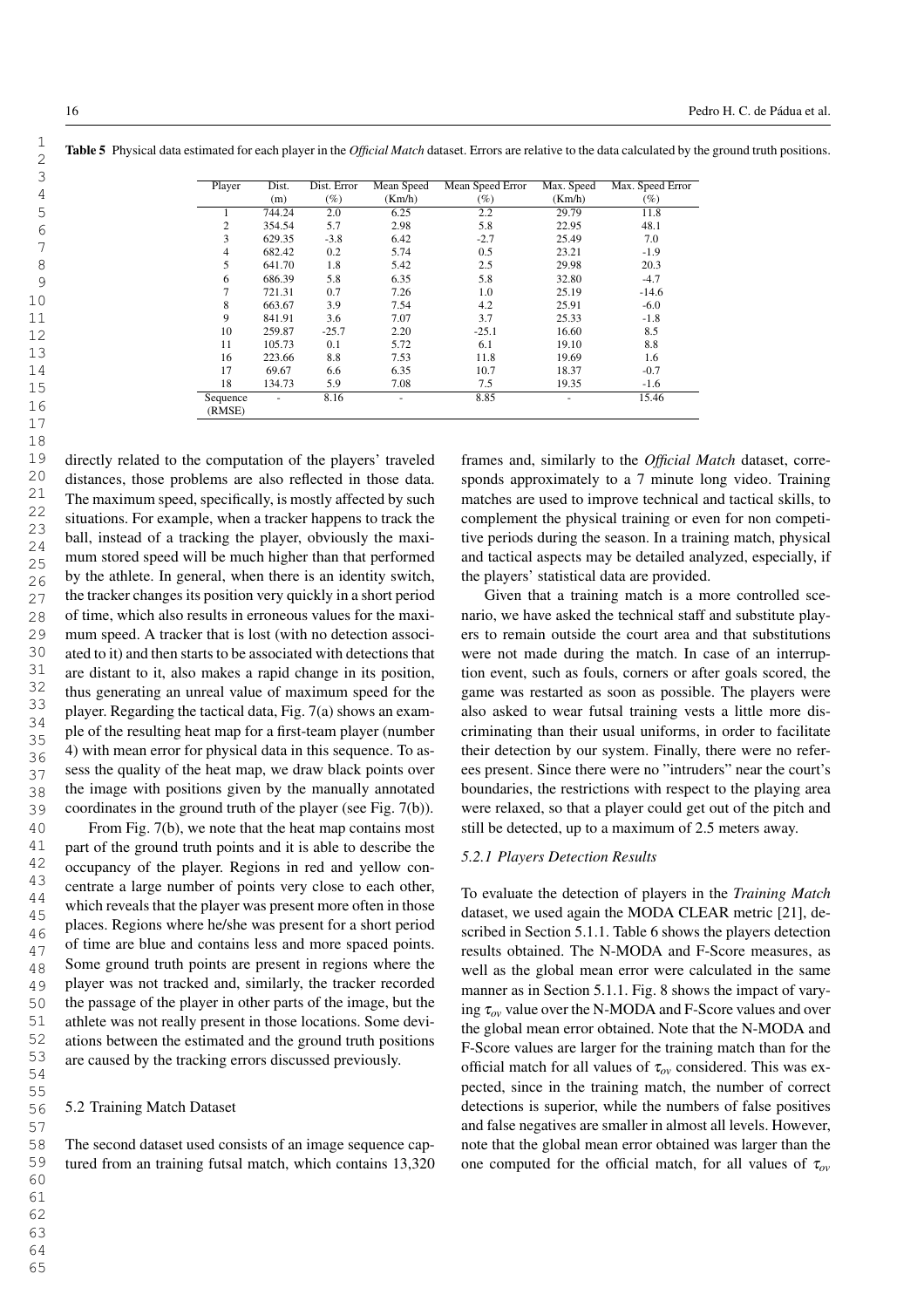**Table 5** Physical data estimated for each player in the *Official Match* dataset. Errors are relative to the data calculated by the ground truth positions.

| Player | Dist. (m) | Dist. Error (%) | Mean Speed (Km/h) | Mean Speed Error (%) | Max. Speed (Km/h) | Max. Speed Error (%) |
|---|---|---|---|---|---|---|
| 1 | 744.24 | 2.0 | 6.25 | 2.2 | 29.79 | 11.8 |
| 2 | 354.54 | 5.7 | 2.98 | 5.8 | 22.95 | 48.1 |
| 3 | 629.35 | -3.8 | 6.42 | -2.7 | 25.49 | 7.0 |
| 4 | 682.42 | 0.2 | 5.74 | 0.5 | 23.21 | -1.9 |
| 5 | 641.70 | 1.8 | 5.42 | 2.5 | 29.98 | 20.3 |
| 6 | 686.39 | 5.8 | 6.35 | 5.8 | 32.80 | -4.7 |
| 7 | 721.31 | 0.7 | 7.26 | 1.0 | 25.19 | -14.6 |
| 8 | 663.67 | 3.9 | 7.54 | 4.2 | 25.91 | -6.0 |
| 9 | 841.91 | 3.6 | 7.07 | 3.7 | 25.33 | -1.8 |
| 10 | 259.87 | -25.7 | 2.20 | -25.1 | 16.60 | 8.5 |
| 11 | 105.73 | 0.1 | 5.72 | 6.1 | 19.10 | 8.8 |
| 16 | 223.66 | 8.8 | 7.53 | 11.8 | 19.69 | 1.6 |
| 17 | 69.67 | 6.6 | 6.35 | 10.7 | 18.37 | -0.7 |
| 18 | 134.73 | 5.9 | 7.08 | 7.5 | 19.35 | -1.6 |
| Sequence (RMSE) | - | 8.16 | - | 8.85 | - | 15.46 |

directly related to the computation of the players' traveled distances, those problems are also reflected in those data. The maximum speed, specifically, is mostly affected by such situations. For example, when a tracker happens to track the ball, instead of a tracking the player, obviously the maximum stored speed will be much higher than that performed by the athlete. In general, when there is an identity switch, the tracker changes its position very quickly in a short period of time, which also results in erroneous values for the maximum speed. A tracker that is lost (with no detection associated to it) and then starts to be associated with detections that are distant to it, also makes a rapid change in its position, thus generating an unreal value of maximum speed for the player. Regarding the tactical data, Fig. 7(a) shows an example of the resulting heat map for a first-team player (number 4) with mean error for physical data in this sequence. To assess the quality of the heat map, we draw black points over the image with positions given by the manually annotated coordinates in the ground truth of the player (see Fig. 7(b)).

From Fig. 7(b), we note that the heat map contains most part of the ground truth points and it is able to describe the occupancy of the player. Regions in red and yellow concentrate a large number of points very close to each other, which reveals that the player was present more often in those places. Regions where he/she was present for a short period of time are blue and contains less and more spaced points. Some ground truth points are present in regions where the player was not tracked and, similarly, the tracker recorded the passage of the player in other parts of the image, but the athlete was not really present in those locations. Some deviations between the estimated and the ground truth positions are caused by the tracking errors discussed previously.

## 5.2 Training Match Dataset

The second dataset used consists of an image sequence captured from an training futsal match, which contains 13,320 frames and, similarly to the *Official Match* dataset, corresponds approximately to a 7 minute long video. Training matches are used to improve technical and tactical skills, to complement the physical training or even for non competitive periods during the season. In a training match, physical and tactical aspects may be detailed analyzed, especially, if the players' statistical data are provided.

Given that a training match is a more controlled scenario, we have asked the technical staff and substitute players to remain outside the court area and that substitutions were not made during the match. In case of an interruption event, such as fouls, corners or after goals scored, the game was restarted as soon as possible. The players were also asked to wear futsal training vests a little more discriminating than their usual uniforms, in order to facilitate their detection by our system. Finally, there were no referees present. Since there were no "intruders" near the court's boundaries, the restrictions with respect to the playing area were relaxed, so that a player could get out of the pitch and still be detected, up to a maximum of 2.5 meters away.

### 5.2.1 Players Detection Results

To evaluate the detection of players in the *Training Match* dataset, we used again the MODA CLEAR metric [21], described in Section 5.1.1. Table 6 shows the players detection results obtained. The N-MODA and F-Score measures, as well as the global mean error were calculated in the same manner as in Section 5.1.1. Fig. 8 shows the impact of varying $\tau_{ov}$ value over the N-MODA and F-Score values and over the global mean error obtained. Note that the N-MODA and F-Score values are larger for the training match than for the official match for all values of $\tau_{ov}$ considered. This was expected, since in the training match, the number of correct detections is superior, while the numbers of false positives and false negatives are smaller in almost all levels. However, note that the global mean error obtained was larger than the one computed for the official match, for all values of $\tau_{ov}$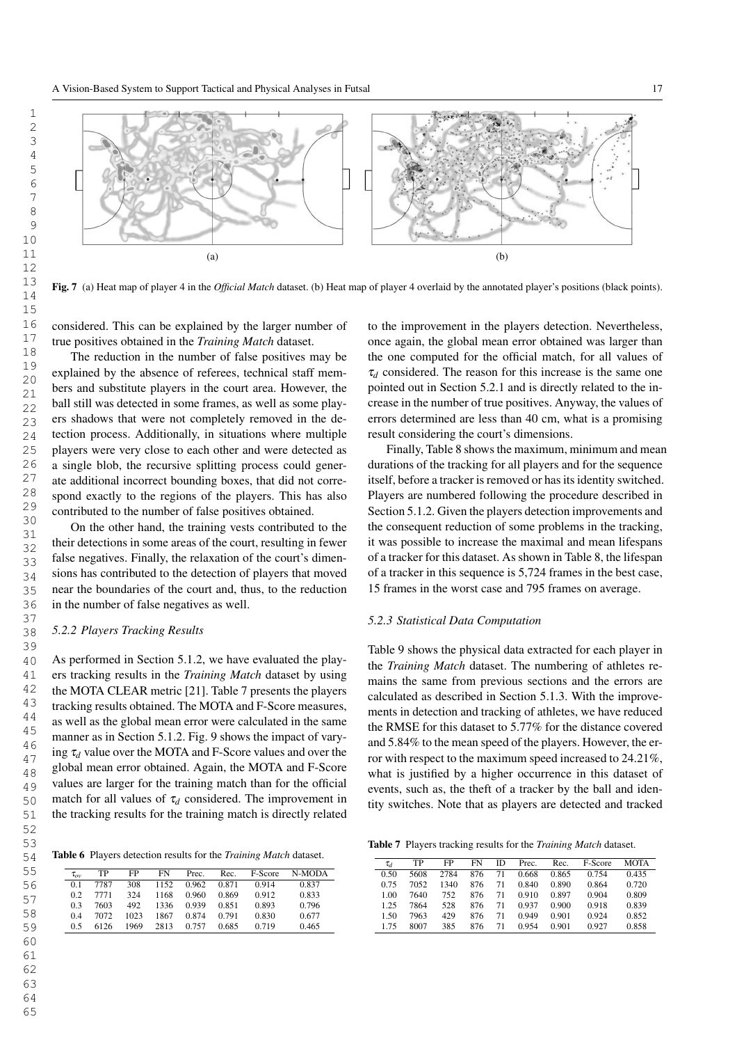Fig. 7 (a) Heat map of player 4 in the *Official Match* dataset. (b) Heat map of player 4 overlaid by the annotated player's positions (black points).

considered. This can be explained by the larger number of true positives obtained in the *Training Match* dataset.

The reduction in the number of false positives may be explained by the absence of referees, technical staff members and substitute players in the court area. However, the ball still was detected in some frames, as well as some players shadows that were not completely removed in the detection process. Additionally, in situations where multiple players were very close to each other and were detected as a single blob, the recursive splitting process could generate additional incorrect bounding boxes, that did not correspond exactly to the regions of the players. This has also contributed to the number of false positives obtained.

On the other hand, the training vests contributed to the their detections in some areas of the court, resulting in fewer false negatives. Finally, the relaxation of the court's dimensions has contributed to the detection of players that moved near the boundaries of the court and, thus, to the reduction in the number of false negatives as well.

### 5.2.2 Players Tracking Results

As performed in Section 5.1.2, we have evaluated the players tracking results in the *Training Match* dataset by using the MOTA CLEAR metric [21]. Table 7 presents the players tracking results obtained. The MOTA and F-Score measures, as well as the global mean error were calculated in the same manner as in Section 5.1.2. Fig. 9 shows the impact of varying $\tau_d$ value over the MOTA and F-Score values and over the global mean error obtained. Again, the MOTA and F-Score values are larger for the training match than for the official match for all values of $\tau_d$ considered. The improvement in the tracking results for the training match is directly related to the improvement in the players detection. Nevertheless, once again, the global mean error obtained was larger than the one computed for the official match, for all values of $\tau_d$ considered. The reason for this increase is the same one pointed out in Section 5.2.1 and is directly related to the increase in the number of true positives. Anyway, the values of errors determined are less than 40 cm, what is a promising result considering the court's dimensions.

Finally, Table 8 shows the maximum, minimum and mean durations of the tracking for all players and for the sequence itself, before a tracker is removed or has its identity switched. Players are numbered following the procedure described in Section 5.1.2. Given the players detection improvements and the consequent reduction of some problems in the tracking, it was possible to increase the maximal and mean lifespans of a tracker for this dataset. As shown in Table 8, the lifespan of a tracker in this sequence is 5,724 frames in the best case, 15 frames in the worst case and 795 frames on average.

### 5.2.3 Statistical Data Computation

Table 9 shows the physical data extracted for each player in the *Training Match* dataset. The numbering of athletes remains the same from previous sections and the errors are calculated as described in Section 5.1.3. With the improvements in detection and tracking of athletes, we have reduced the RMSE for this dataset to 5.77% for the distance covered and 5.84% to the mean speed of the players. However, the error with respect to the maximum speed increased to 24.21%, what is justified by a higher occurrence in this dataset of events, such as, the theft of a tracker by the ball and identity switches. Note that as players are detected and tracked

**Table 6** Players detection results for the *Training Match* dataset.

| $\tau_{ov}$ | TP | FP | FN | Prec. | Rec. | F-Score | N-MODA |
|---|---|---|---|---|---|---|---|
| 0.1 | 7787 | 308 | 1152 | 0.962 | 0.871 | 0.914 | 0.837 |
| 0.2 | 7771 | 324 | 1168 | 0.960 | 0.869 | 0.912 | 0.833 |
| 0.3 | 7603 | 492 | 1336 | 0.939 | 0.851 | 0.893 | 0.796 |
| 0.4 | 7072 | 1023 | 1867 | 0.874 | 0.791 | 0.830 | 0.677 |
| 0.5 | 6126 | 1969 | 2813 | 0.757 | 0.685 | 0.719 | 0.465 |

**Table 7** Players tracking results for the *Training Match* dataset.

| $\tau_d$ | TP | FP | FN | ID | Prec. | Rec. | F-Score | MOTA |
|---|---|---|---|---|---|---|---|---|
| 0.50 | 5608 | 2784 | 876 | 71 | 0.668 | 0.865 | 0.754 | 0.435 |
| 0.75 | 7052 | 1340 | 876 | 71 | 0.840 | 0.890 | 0.864 | 0.720 |
| 1.00 | 7640 | 752 | 876 | 71 | 0.910 | 0.897 | 0.904 | 0.809 |
| 1.25 | 7864 | 528 | 876 | 71 | 0.937 | 0.900 | 0.918 | 0.839 |
| 1.50 | 7963 | 429 | 876 | 71 | 0.949 | 0.901 | 0.924 | 0.852 |
| 1.75 | 8007 | 385 | 876 | 71 | 0.954 | 0.901 | 0.927 | 0.858 |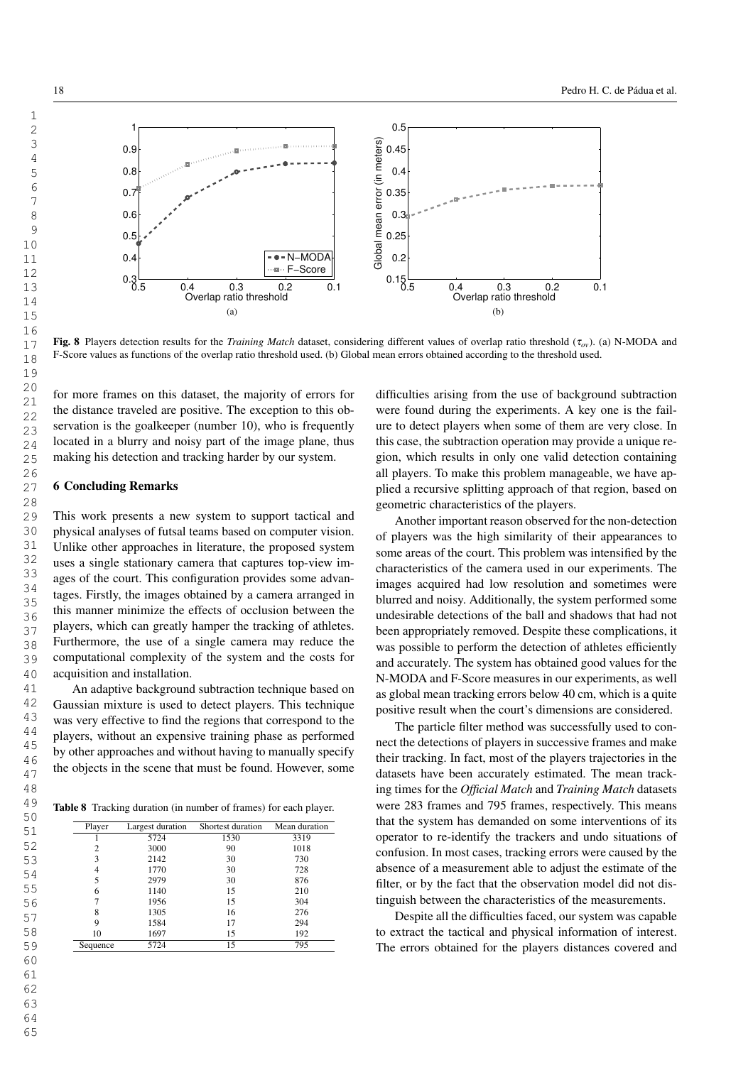Fig. 8 Players detection results for the *Training Match* dataset, considering different values of overlap ratio threshold ($\tau_{ov}$). (a) N-MODA and F-Score values as functions of the overlap ratio threshold used. (b) Global mean errors obtained according to the threshold used.

for more frames on this dataset, the majority of errors for the distance traveled are positive. The exception to this observation is the goalkeeper (number 10), who is frequently located in a blurry and noisy part of the image plane, thus making his detection and tracking harder by our system.

## 6 Concluding Remarks

This work presents a new system to support tactical and physical analyses of futsal teams based on computer vision. Unlike other approaches in literature, the proposed system uses a single stationary camera that captures top-view images of the court. This configuration provides some advantages. Firstly, the images obtained by a camera arranged in this manner minimize the effects of occlusion between the players, which can greatly hamper the tracking of athletes. Furthermore, the use of a single camera may reduce the computational complexity of the system and the costs for acquisition and installation.

An adaptive background subtraction technique based on Gaussian mixture is used to detect players. This technique was very effective to find the regions that correspond to the players, without an expensive training phase as performed by other approaches and without having to manually specify the objects in the scene that must be found. However, some difficulties arising from the use of background subtraction were found during the experiments. A key one is the failure to detect players when some of them are very close. In this case, the subtraction operation may provide a unique region, which results in only one valid detection containing all players. To make this problem manageable, we have applied a recursive splitting approach of that region, based on geometric characteristics of the players.

Another important reason observed for the non-detection of players was the high similarity of their appearances to some areas of the court. This problem was intensified by the characteristics of the camera used in our experiments. The images acquired had low resolution and sometimes were blurred and noisy. Additionally, the system performed some undesirable detections of the ball and shadows that had not been appropriately removed. Despite these complications, it was possible to perform the detection of athletes efficiently and accurately. The system has obtained good values for the N-MODA and F-Score measures in our experiments, as well as global mean tracking errors below 40 cm, which is a quite positive result when the court's dimensions are considered.

The particle filter method was successfully used to connect the detections of players in successive frames and make their tracking. In fact, most of the players trajectories in the datasets have been accurately estimated. The mean tracking times for the *Official Match* and *Training Match* datasets were 283 frames and 795 frames, respectively. This means that the system has demanded on some interventions of its operator to re-identify the trackers and undo situations of confusion. In most cases, tracking errors were caused by the absence of a measurement able to adjust the estimate of the filter, or by the fact that the observation model did not distinguish between the characteristics of the measurements.

Despite all the difficulties faced, our system was capable to extract the tactical and physical information of interest. The errors obtained for the players distances covered and

**Table 8** Tracking duration (in number of frames) for each player.

| Player | Largest duration | Shortest duration | Mean duration |
|---|---|---|---|
| 1 | 5724 | 1530 | 3319 |
| 2 | 3000 | 90 | 1018 |
| 3 | 2142 | 30 | 730 |
| 4 | 1770 | 30 | 728 |
| 5 | 2979 | 30 | 876 |
| 6 | 1140 | 15 | 210 |
| 7 | 1956 | 15 | 304 |
| 8 | 1305 | 16 | 276 |
| 9 | 1584 | 17 | 294 |
| 10 | 1697 | 15 | 192 |
| Sequence | 5724 | 15 | 795 |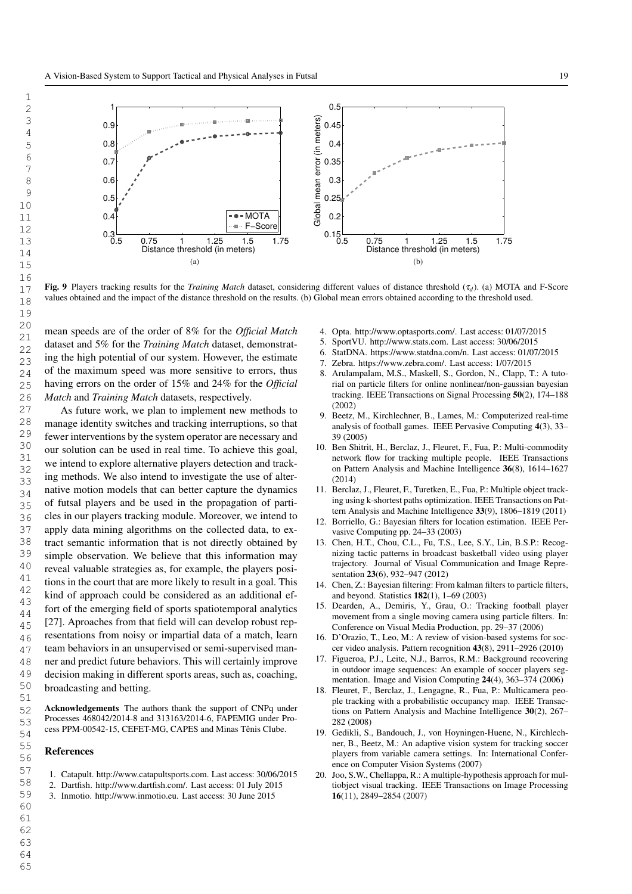Fig. 9 Players tracking results for the *Training Match* dataset, considering different values of distance threshold ($\tau_d$). (a) MOTA and F-Score values obtained and the impact of the distance threshold on the results. (b) Global mean errors obtained according to the threshold used.

mean speeds are of the order of 8% for the *Official Match* dataset and 5% for the *Training Match* dataset, demonstrating the high potential of our system. However, the estimate of the maximum speed was more sensitive to errors, thus having errors on the order of 15% and 24% for the *Official Match* and *Training Match* datasets, respectively.

As future work, we plan to implement new methods to manage identity switches and tracking interruptions, so that fewer interventions by the system operator are necessary and our solution can be used in real time. To achieve this goal, we intend to explore alternative players detection and tracking methods. We also intend to investigate the use of alternative motion models that can better capture the dynamics of futsal players and be used in the propagation of particles in our players tracking module. Moreover, we intend to apply data mining algorithms on the collected data, to extract semantic information that is not directly obtained by simple observation. We believe that this information may reveal valuable strategies as, for example, the players positions in the court that are more likely to result in a goal. This kind of approach could be considered as an additional effort of the emerging field of sports spatiotemporal analytics [27]. Aproaches from that field will can develop robust representations from noisy or impartial data of a match, learn team behaviors in an unsupervised or semi-supervised manner and predict future behaviors. This will certainly improve decision making in different sports areas, such as, coaching, broadcasting and betting.

**Acknowledgements** The authors thank the support of CNPq under Processes 468042/2014-8 and 313163/2014-6, FAPEMIG under Process PPM-00542-15, CEFET-MG, CAPES and Minas Tênis Clube.

## References

1. Catapult. http://www.catapultsports.com. Last access: 30/06/2015
2. Dartfish. http://www.dartfish.com/. Last access: 01 July 2015
3. Inmotio. http://www.inmotio.eu. Last access: 30 June 2015
4. Opta. http://www.optasports.com/. Last access: 01/07/2015
5. SportVU. http://www.stats.com. Last access: 30/06/2015
6. StatDNA. https://www.statdna.com/n. Last access: 01/07/2015
7. Zebra. https://www.zebra.com/. Last access: 1/07/2015
8. Arulampalam, M.S., Maskell, S., Gordon, N., Clapp, T.: A tutorial on particle filters for online nonlinear/non-gaussian bayesian tracking. IEEE Transactions on Signal Processing **50**(2), 174–188 (2002)
9. Beetz, M., Kirchlechner, B., Lames, M.: Computerized real-time analysis of football games. IEEE Pervasive Computing **4**(3), 33–39 (2005)
10. Ben Shitrit, H., Berclaz, J., Fleuret, F., Fua, P.: Multi-commodity network flow for tracking multiple people. IEEE Transactions on Pattern Analysis and Machine Intelligence **36**(8), 1614–1627 (2014)
11. Berclaz, J., Fleuret, F., Turetken, E., Fua, P.: Multiple object tracking using k-shortest paths optimization. IEEE Transactions on Pattern Analysis and Machine Intelligence **33**(9), 1806–1819 (2011)
12. Borriello, G.: Bayesian filters for location estimation. IEEE Pervasive Computing pp. 24–33 (2003)
13. Chen, H.T., Chou, C.L., Fu, T.S., Lee, S.Y., Lin, B.S.P.: Recognizing tactic patterns in broadcast basketball video using player trajectory. Journal of Visual Communication and Image Representation **23**(6), 932–947 (2012)
14. Chen, Z.: Bayesian filtering: From kalman filters to particle filters, and beyond. Statistics **182**(1), 1–69 (2003)
15. Dearden, A., Demiris, Y., Grau, O.: Tracking football player movement from a single moving camera using particle filters. In: Conference on Visual Media Production, pp. 29–37 (2006)
16. D'Orazio, T., Leo, M.: A review of vision-based systems for soccer video analysis. Pattern recognition **43**(8), 2911–2926 (2010)
17. Figueroa, P.J., Leite, N.J., Barros, R.M.: Background recovering in outdoor image sequences: An example of soccer players segmentation. Image and Vision Computing **24**(4), 363–374 (2006)
18. Fleuret, F., Berclaz, J., Lengagne, R., Fua, P.: Multicamera people tracking with a probabilistic occupancy map. IEEE Transactions on Pattern Analysis and Machine Intelligence **30**(2), 267–282 (2008)
19. Gedikli, S., Bandouch, J., von Hoyningen-Huene, N., Kirchlechner, B., Beetz, M.: An adaptive vision system for tracking soccer players from variable camera settings. In: International Conference on Computer Vision Systems (2007)
20. Joo, S.W., Chellappa, R.: A multiple-hypothesis approach for multiobject visual tracking. IEEE Transactions on Image Processing **16**(11), 2849–2854 (2007)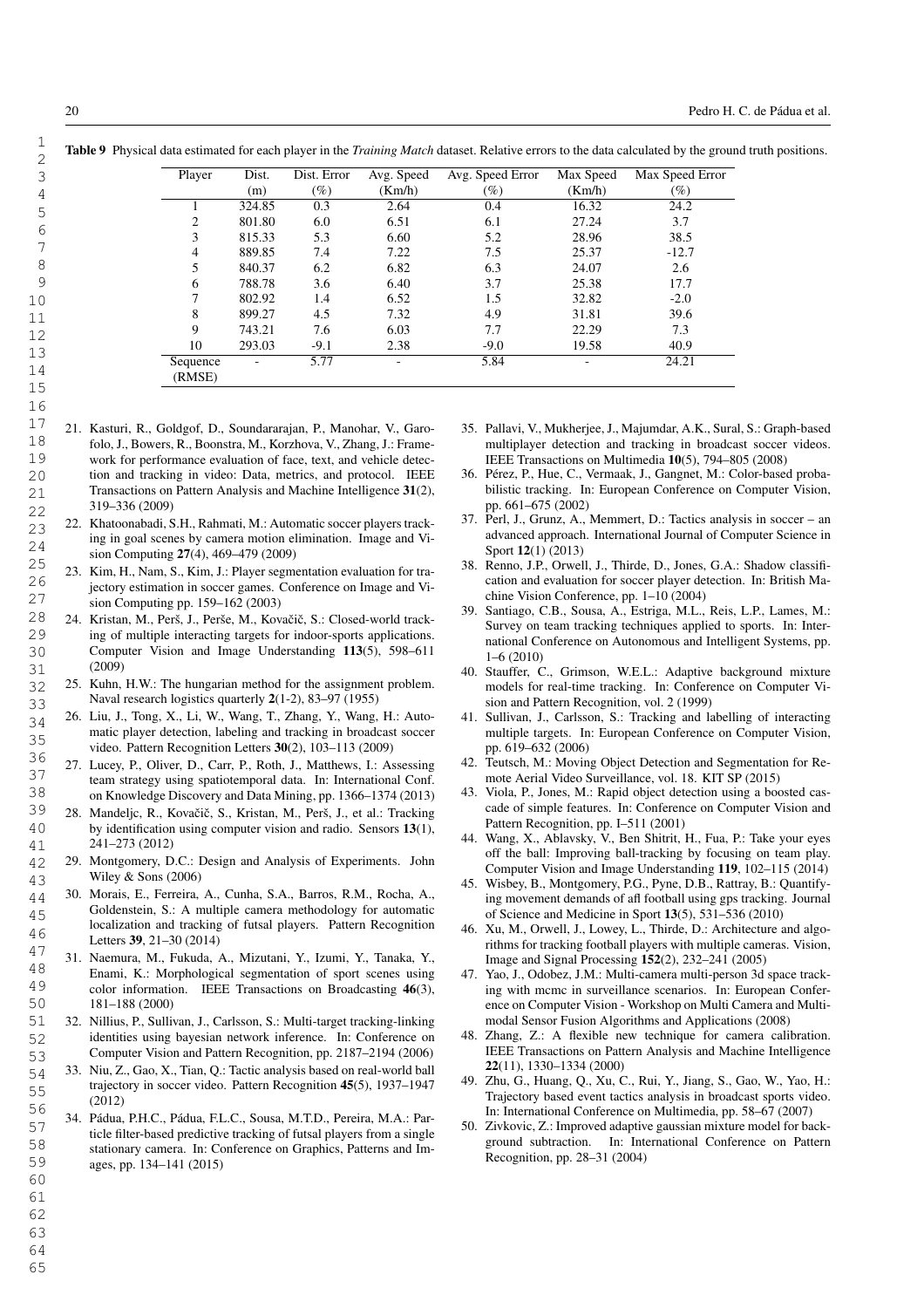**Table 9** Physical data estimated for each player in the *Training Match* dataset. Relative errors to the data calculated by the ground truth positions.

| Player | Dist. (m) | Dist. Error (%) | Avg. Speed (Km/h) | Avg. Speed Error (%) | Max Speed (Km/h) | Max Speed Error (%) |
|---|---|---|---|---|---|---|
| 1 | 324.85 | 0.3 | 2.64 | 0.4 | 16.32 | 24.2 |
| 2 | 801.80 | 6.0 | 6.51 | 6.1 | 27.24 | 3.7 |
| 3 | 815.33 | 5.3 | 6.60 | 5.2 | 28.96 | 38.5 |
| 4 | 889.85 | 7.4 | 7.22 | 7.5 | 25.37 | -12.7 |
| 5 | 840.37 | 6.2 | 6.82 | 6.3 | 24.07 | 2.6 |
| 6 | 788.78 | 3.6 | 6.40 | 3.7 | 25.38 | 17.7 |
| 7 | 802.92 | 1.4 | 6.52 | 1.5 | 32.82 | -2.0 |
| 8 | 899.27 | 4.5 | 7.32 | 4.9 | 31.81 | 39.6 |
| 9 | 743.21 | 7.6 | 6.03 | 7.7 | 22.29 | 7.3 |
| 10 | 293.03 | -9.1 | 2.38 | -9.0 | 19.58 | 40.9 |
| Sequence (RMSE) | - | 5.77 | - | 5.84 | - | 24.21 |

21. Kasturi, R., Goldgof, D., Soundararajan, P., Manohar, V., Garofolo, J., Bowers, R., Boonstra, M., Korzhova, V., Zhang, J.: Framework for performance evaluation of face, text, and vehicle detection and tracking in video: Data, metrics, and protocol. IEEE Transactions on Pattern Analysis and Machine Intelligence **31**(2), 319–336 (2009)
22. Khatoonabadi, S.H., Rahmati, M.: Automatic soccer players tracking in goal scenes by camera motion elimination. Image and Vision Computing **27**(4), 469–479 (2009)
23. Kim, H., Nam, S., Kim, J.: Player segmentation evaluation for trajectory estimation in soccer games. Conference on Image and Vision Computing pp. 159–162 (2003)
24. Kristan, M., Perš, J., Perše, M., Kovačič, S.: Closed-world tracking of multiple interacting targets for indoor-sports applications. Computer Vision and Image Understanding **113**(5), 598–611 (2009)
25. Kuhn, H.W.: The hungarian method for the assignment problem. Naval research logistics quarterly **2**(1-2), 83–97 (1955)
26. Liu, J., Tong, X., Li, W., Wang, T., Zhang, Y., Wang, H.: Automatic player detection, labeling and tracking in broadcast soccer video. Pattern Recognition Letters **30**(2), 103–113 (2009)
27. Lucey, P., Oliver, D., Carr, P., Roth, J., Matthews, I.: Assessing team strategy using spatiotemporal data. In: International Conf. on Knowledge Discovery and Data Mining, pp. 1366–1374 (2013)
28. Mandeljc, R., Kovačič, S., Kristan, M., Perš, J., et al.: Tracking by identification using computer vision and radio. Sensors **13**(1), 241–273 (2012)
29. Montgomery, D.C.: Design and Analysis of Experiments. John Wiley & Sons (2006)
30. Morais, E., Ferreira, A., Cunha, S.A., Barros, R.M., Rocha, A., Goldenstein, S.: A multiple camera methodology for automatic localization and tracking of futsal players. Pattern Recognition Letters **39**, 21–30 (2014)
31. Naemura, M., Fukuda, A., Mizutani, Y., Izumi, Y., Tanaka, Y., Enami, K.: Morphological segmentation of sport scenes using color information. IEEE Transactions on Broadcasting **46**(3), 181–188 (2000)
32. Nillius, P., Sullivan, J., Carlsson, S.: Multi-target tracking-linking identities using bayesian network inference. In: Conference on Computer Vision and Pattern Recognition, pp. 2187–2194 (2006)
33. Niu, Z., Gao, X., Tian, Q.: Tactic analysis based on real-world ball trajectory in soccer video. Pattern Recognition **45**(5), 1937–1947 (2012)
34. Pádua, P.H.C., Pádua, F.L.C., Sousa, M.T.D., Pereira, M.A.: Particle filter-based predictive tracking of futsal players from a single stationary camera. In: Conference on Graphics, Patterns and Images, pp. 134–141 (2015)
35. Pallavi, V., Mukherjee, J., Majumdar, A.K., Sural, S.: Graph-based multiplayer detection and tracking in broadcast soccer videos. IEEE Transactions on Multimedia **10**(5), 794–805 (2008)
36. Pérez, P., Hue, C., Vermaak, J., Gangnet, M.: Color-based probabilistic tracking. In: European Conference on Computer Vision, pp. 661–675 (2002)
37. Perl, J., Grunz, A., Memmert, D.: Tactics analysis in soccer – an advanced approach. International Journal of Computer Science in Sport **12**(1) (2013)
38. Renno, J.P., Orwell, J., Thirde, D., Jones, G.A.: Shadow classification and evaluation for soccer player detection. In: British Machine Vision Conference, pp. 1–10 (2004)
39. Santiago, C.B., Sousa, A., Estriga, M.L., Reis, L.P., Lames, M.: Survey on team tracking techniques applied to sports. In: International Conference on Autonomous and Intelligent Systems, pp. 1–6 (2010)
40. Stauffer, C., Grimson, W.E.L.: Adaptive background mixture models for real-time tracking. In: Conference on Computer Vision and Pattern Recognition, vol. 2 (1999)
41. Sullivan, J., Carlsson, S.: Tracking and labelling of interacting multiple targets. In: European Conference on Computer Vision, pp. 619–632 (2006)
42. Teutsch, M.: Moving Object Detection and Segmentation for Remote Aerial Video Surveillance, vol. 18. KIT SP (2015)
43. Viola, P., Jones, M.: Rapid object detection using a boosted cascade of simple features. In: Conference on Computer Vision and Pattern Recognition, pp. I–511 (2001)
44. Wang, X., Ablavsky, V., Ben Shitrit, H., Fua, P.: Take your eyes off the ball: Improving ball-tracking by focusing on team play. Computer Vision and Image Understanding **119**, 102–115 (2014)
45. Wisbey, B., Montgomery, P.G., Pyne, D.B., Rattray, B.: Quantifying movement demands of afl football using gps tracking. Journal of Science and Medicine in Sport **13**(5), 531–536 (2010)
46. Xu, M., Orwell, J., Lowey, L., Thirde, D.: Architecture and algorithms for tracking football players with multiple cameras. Vision, Image and Signal Processing **152**(2), 232–241 (2005)
47. Yao, J., Odobez, J.M.: Multi-camera multi-person 3d space tracking with mcmc in surveillance scenarios. In: European Conference on Computer Vision - Workshop on Multi Camera and Multimodal Sensor Fusion Algorithms and Applications (2008)
48. Zhang, Z.: A flexible new technique for camera calibration. IEEE Transactions on Pattern Analysis and Machine Intelligence **22**(11), 1330–1334 (2000)
49. Zhu, G., Huang, Q., Xu, C., Rui, Y., Jiang, S., Gao, W., Yao, H.: Trajectory based event tactics analysis in broadcast sports video. In: International Conference on Multimedia, pp. 58–67 (2007)
50. Zivkovic, Z.: Improved adaptive gaussian mixture model for background subtraction. In: International Conference on Pattern Recognition, pp. 28–31 (2004)